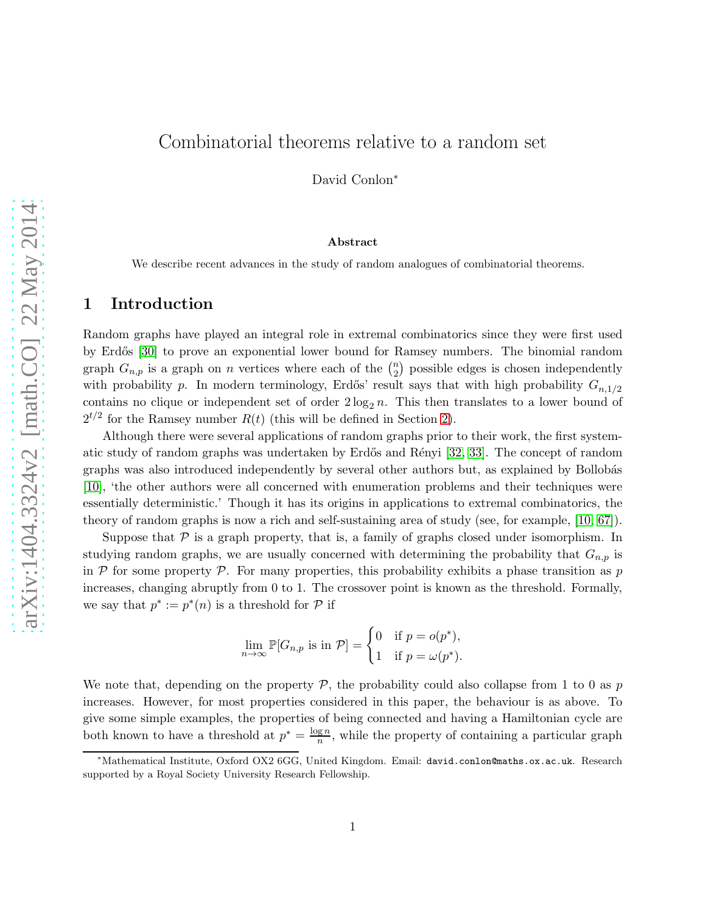# Combinatorial theorems relative to a random set

David Conlon*

### Abstract

We describe recent advances in the study of random analogues of combinatorial theorems.

## 1 Introduction

Random graphs have played an integral role in extremal combinatorics since they were first used by Erdős [30] to prove an exponential lower bound for Ramsey numbers. The binomial random graph $G_{n,p}$ is a graph on $n$ vertices where each of the $\binom{n}{2}$ possible edges is chosen independently with probability $p$. In modern terminology, Erdős' result says that with high probability $G_{n,1/2}$ contains no clique or independent set of order $2\log_2 n$. This then translates to a lower bound of $2^{t/2}$ for the Ramsey number $R(t)$ (this will be defined in Section 2).

Although there were several applications of random graphs prior to their work, the first systematic study of random graphs was undertaken by Erdős and Rényi [32, 33]. The concept of random graphs was also introduced independently by several other authors but, as explained by Bollobás [10], 'the other authors were all concerned with enumeration problems and their techniques were essentially deterministic.' Though it has its origins in applications to extremal combinatorics, the theory of random graphs is now a rich and self-sustaining area of study (see, for example, [10, 67]).

Suppose that $\mathcal{P}$ is a graph property, that is, a family of graphs closed under isomorphism. In studying random graphs, we are usually concerned with determining the probability that $G_{n,p}$ is in $\mathcal{P}$ for some property $\mathcal{P}$. For many properties, this probability exhibits a phase transition as $p$ increases, changing abruptly from 0 to 1. The crossover point is known as the threshold. Formally, we say that $p^* := p^*(n)$ is a threshold for $\mathcal{P}$ if

$$\lim_{n\to\infty} \mathbb{P}[G_{n,p} \text{ is in } \mathcal{P}] = \begin{cases} 0 & \text{if } p = o(p^*), \\ 1 & \text{if } p = \omega(p^*). \end{cases}$$

We note that, depending on the property $\mathcal{P}$, the probability could also collapse from 1 to 0 as $p$ increases. However, for most properties considered in this paper, the behaviour is as above. To give some simple examples, the properties of being connected and having a Hamiltonian cycle are both known to have a threshold at $p^* = \frac{\log n}{n}$, while the property of containing a particular graph

*Mathematical Institute, Oxford OX2 6GG, United Kingdom. Email: david.conlon@maths.ox.ac.uk. Research supported by a Royal Society University Research Fellowship.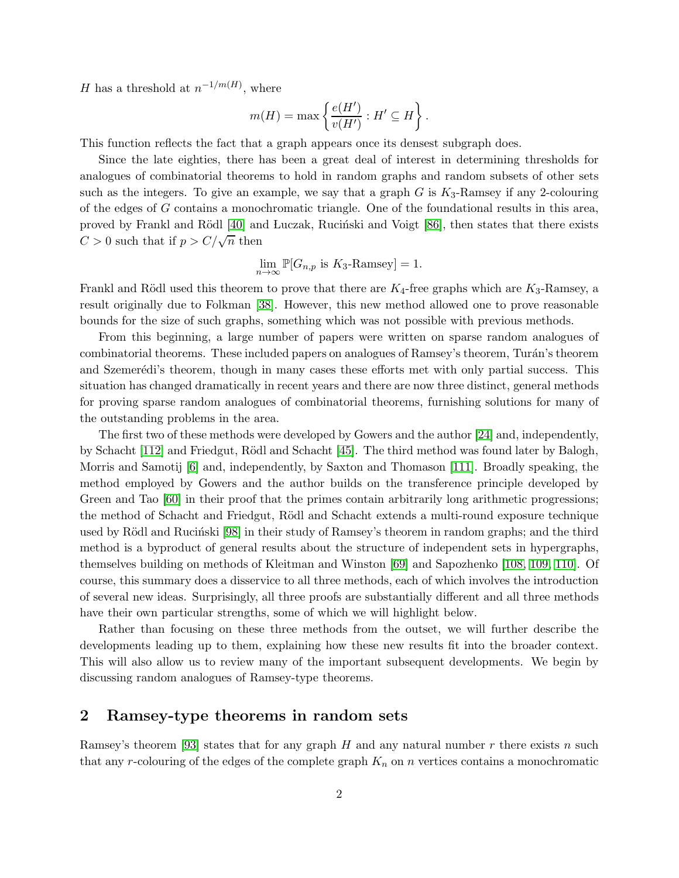$H$ has a threshold at $n^{-1/m(H)}$, where

$$m(H) = \max \left\{ \frac{e(H')}{v(H')} : H' \subseteq H \right\}.$$

This function reflects the fact that a graph appears once its densest subgraph does.

Since the late eighties, there has been a great deal of interest in determining thresholds for analogues of combinatorial theorems to hold in random graphs and random subsets of other sets such as the integers. To give an example, we say that a graph $G$ is $K_3$-Ramsey if any 2-colouring of the edges of $G$ contains a monochromatic triangle. One of the foundational results in this area, proved by Frankl and Rödl [40] and Łuczak, Ruciński and Voigt [86], then states that there exists $C > 0$ such that if $p > C/\sqrt{n}$ then

$$\lim_{n\to\infty} \mathbb{P}[G_{n,p} \text{ is } K_3\text{-Ramsey}] = 1.$$

Frankl and Rödl used this theorem to prove that there are $K_4$-free graphs which are $K_3$-Ramsey, a result originally due to Folkman [38]. However, this new method allowed one to prove reasonable bounds for the size of such graphs, something which was not possible with previous methods.

From this beginning, a large number of papers were written on sparse random analogues of combinatorial theorems. These included papers on analogues of Ramsey's theorem, Turán's theorem and Szemerédi's theorem, though in many cases these efforts met with only partial success. This situation has changed dramatically in recent years and there are now three distinct, general methods for proving sparse random analogues of combinatorial theorems, furnishing solutions for many of the outstanding problems in the area.

The first two of these methods were developed by Gowers and the author [24] and, independently, by Schacht [112] and Friedgut, Rödl and Schacht [45]. The third method was found later by Balogh, Morris and Samotij [6] and, independently, by Saxton and Thomason [111]. Broadly speaking, the method employed by Gowers and the author builds on the transference principle developed by Green and Tao [60] in their proof that the primes contain arbitrarily long arithmetic progressions; the method of Schacht and Friedgut, Rödl and Schacht extends a multi-round exposure technique used by Rödl and Ruciński [98] in their study of Ramsey's theorem in random graphs; and the third method is a byproduct of general results about the structure of independent sets in hypergraphs, themselves building on methods of Kleitman and Winston [69] and Sapozhenko [108, 109, 110]. Of course, this summary does a disservice to all three methods, each of which involves the introduction of several new ideas. Surprisingly, all three proofs are substantially different and all three methods have their own particular strengths, some of which we will highlight below.

Rather than focusing on these three methods from the outset, we will further describe the developments leading up to them, explaining how these new results fit into the broader context. This will also allow us to review many of the important subsequent developments. We begin by discussing random analogues of Ramsey-type theorems.

## 2 Ramsey-type theorems in random sets

Ramsey's theorem [93] states that for any graph $H$ and any natural number $r$ there exists $n$ such that any $r$-colouring of the edges of the complete graph $K_n$ on $n$ vertices contains a monochromatic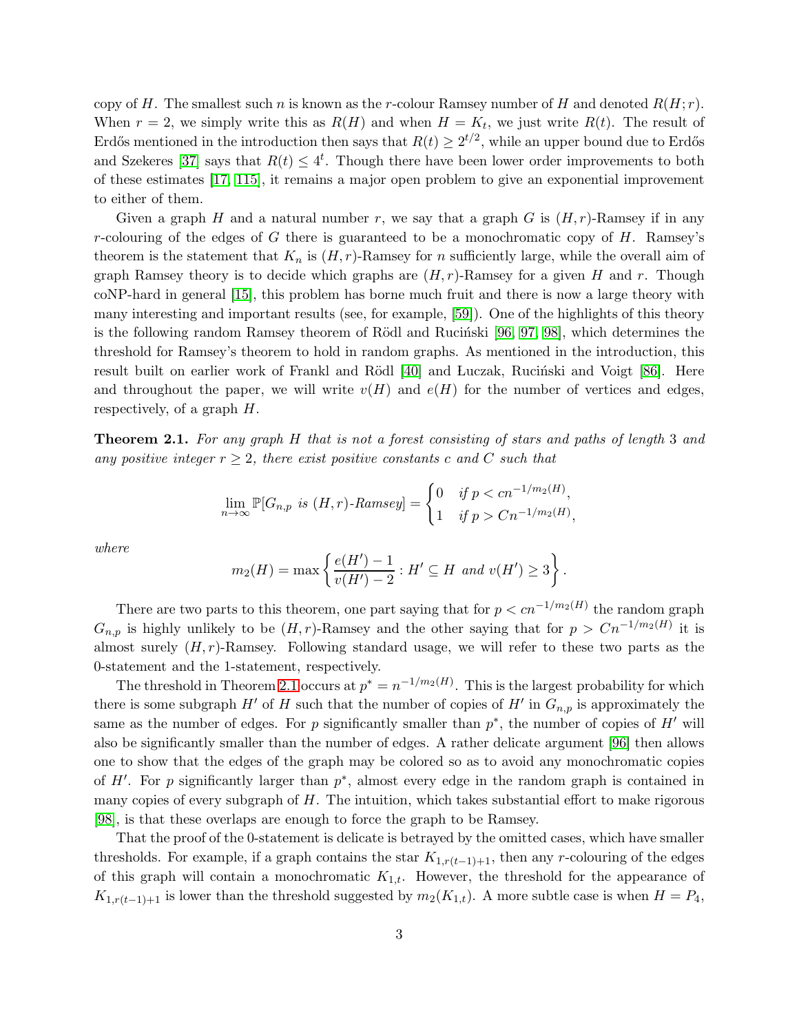copy of $H$. The smallest such $n$ is known as the $r$-colour Ramsey number of $H$ and denoted $R(H; r)$. When $r = 2$, we simply write this as $R(H)$ and when $H = K_t$, we just write $R(t)$. The result of Erdős mentioned in the introduction then says that $R(t) \geq 2^{t/2}$, while an upper bound due to Erdős and Szekeres [37] says that $R(t) \leq 4^t$. Though there have been lower order improvements to both of these estimates [17, 115], it remains a major open problem to give an exponential improvement to either of them.

Given a graph $H$ and a natural number $r$, we say that a graph $G$ is $(H, r)$-Ramsey if in any $r$-colouring of the edges of $G$ there is guaranteed to be a monochromatic copy of $H$. Ramsey's theorem is the statement that $K_n$ is $(H, r)$-Ramsey for $n$ sufficiently large, while the overall aim of graph Ramsey theory is to decide which graphs are $(H, r)$-Ramsey for a given $H$ and $r$. Though coNP-hard in general [15], this problem has borne much fruit and there is now a large theory with many interesting and important results (see, for example, [59]). One of the highlights of this theory is the following random Ramsey theorem of Rödl and Ruciński [96, 97, 98], which determines the threshold for Ramsey's theorem to hold in random graphs. As mentioned in the introduction, this result built on earlier work of Frankl and Rödl [40] and Łuczak, Ruciński and Voigt [86]. Here and throughout the paper, we will write $v(H)$ and $e(H)$ for the number of vertices and edges, respectively, of a graph $H$.

**Theorem 2.1.** *For any graph $H$ that is not a forest consisting of stars and paths of length 3 and any positive integer $r \geq 2$, there exist positive constants $c$ and $C$ such that*

$$\lim_{n\to\infty} \mathbb{P}[G_{n,p} \text{ is } (H,r)\text{-Ramsey}] = \begin{cases} 0 & \text{if } p < cn^{-1/m_2(H)}, \\ 1 & \text{if } p > Cn^{-1/m_2(H)}, \end{cases}$$

*where*

$$m_2(H) = \max\left\{\frac{e(H') - 1}{v(H') - 2} : H' \subseteq H \text{ and } v(H') \geq 3\right\}.$$

There are two parts to this theorem, one part saying that for $p < cn^{-1/m_2(H)}$ the random graph $G_{n,p}$ is highly unlikely to be $(H, r)$-Ramsey and the other saying that for $p > Cn^{-1/m_2(H)}$ it is almost surely $(H, r)$-Ramsey. Following standard usage, we will refer to these two parts as the 0-statement and the 1-statement, respectively.

The threshold in Theorem 2.1 occurs at $p^* = n^{-1/m_2(H)}$. This is the largest probability for which there is some subgraph $H'$ of $H$ such that the number of copies of $H'$ in $G_{n,p}$ is approximately the same as the number of edges. For $p$ significantly smaller than $p^*$, the number of copies of $H'$ will also be significantly smaller than the number of edges. A rather delicate argument [96] then allows one to show that the edges of the graph may be colored so as to avoid any monochromatic copies of $H'$. For $p$ significantly larger than $p^*$, almost every edge in the random graph is contained in many copies of every subgraph of $H$. The intuition, which takes substantial effort to make rigorous [98], is that these overlaps are enough to force the graph to be Ramsey.

That the proof of the 0-statement is delicate is betrayed by the omitted cases, which have smaller thresholds. For example, if a graph contains the star $K_{1,r(t-1)+1}$, then any $r$-colouring of the edges of this graph will contain a monochromatic $K_{1,t}$. However, the threshold for the appearance of $K_{1,r(t-1)+1}$ is lower than the threshold suggested by $m_2(K_{1,t})$. A more subtle case is when $H = P_4$,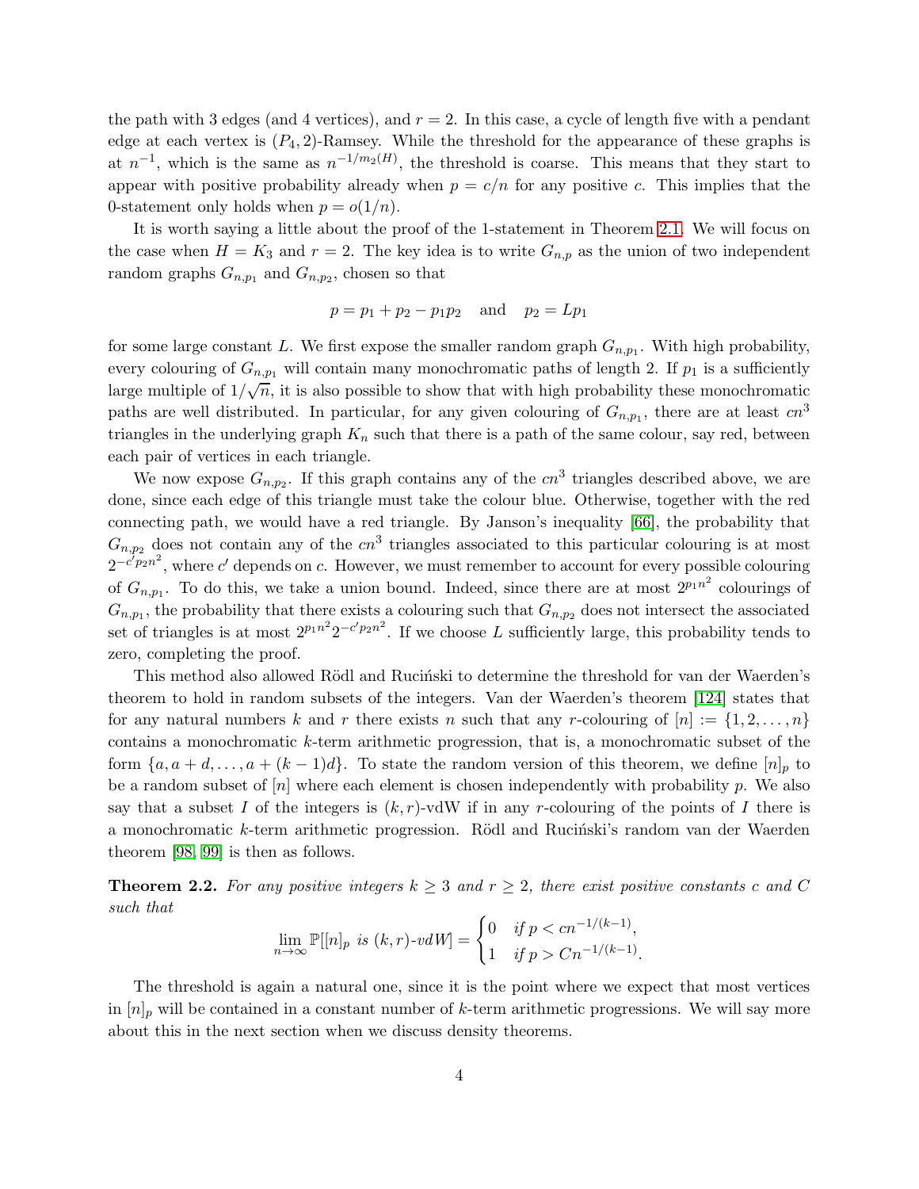the path with 3 edges (and 4 vertices), and $r = 2$. In this case, a cycle of length five with a pendant edge at each vertex is $(P_4, 2)$-Ramsey. While the threshold for the appearance of these graphs is at $n^{-1}$, which is the same as $n^{-1/m_2(H)}$, the threshold is coarse. This means that they start to appear with positive probability already when $p = c/n$ for any positive $c$. This implies that the 0-statement only holds when $p = o(1/n)$.

It is worth saying a little about the proof of the 1-statement in Theorem 2.1. We will focus on the case when $H = K_3$ and $r = 2$. The key idea is to write $G_{n,p}$ as the union of two independent random graphs $G_{n,p_1}$ and $G_{n,p_2}$, chosen so that

$$p = p_1 + p_2 - p_1 p_2 \quad \text{and} \quad p_2 = L p_1$$

for some large constant $L$. We first expose the smaller random graph $G_{n,p_1}$. With high probability, every colouring of $G_{n,p_1}$ will contain many monochromatic paths of length 2. If $p_1$ is a sufficiently large multiple of $1/\sqrt{n}$, it is also possible to show that with high probability these monochromatic paths are well distributed. In particular, for any given colouring of $G_{n,p_1}$, there are at least $cn^3$ triangles in the underlying graph $K_n$ such that there is a path of the same colour, say red, between each pair of vertices in each triangle.

We now expose $G_{n,p_2}$. If this graph contains any of the $cn^3$ triangles described above, we are done, since each edge of this triangle must take the colour blue. Otherwise, together with the red connecting path, we would have a red triangle. By Janson's inequality [66], the probability that $G_{n,p_2}$ does not contain any of the $cn^3$ triangles associated to this particular colouring is at most $2^{-c' p_2 n^2}$, where $c'$ depends on $c$. However, we must remember to account for every possible colouring of $G_{n,p_1}$. To do this, we take a union bound. Indeed, since there are at most $2^{p_1 n^2}$ colourings of $G_{n,p_1}$, the probability that there exists a colouring such that $G_{n,p_2}$ does not intersect the associated set of triangles is at most $2^{p_1 n^2} 2^{-c' p_2 n^2}$. If we choose $L$ sufficiently large, this probability tends to zero, completing the proof.

This method also allowed Rödl and Ruciński to determine the threshold for van der Waerden's theorem to hold in random subsets of the integers. Van der Waerden's theorem [124] states that for any natural numbers $k$ and $r$ there exists $n$ such that any $r$-colouring of $[n] := \{1, 2, \ldots, n\}$ contains a monochromatic $k$-term arithmetic progression, that is, a monochromatic subset of the form $\{a, a + d, \ldots, a + (k-1)d\}$. To state the random version of this theorem, we define $[n]_p$ to be a random subset of $[n]$ where each element is chosen independently with probability $p$. We also say that a subset $I$ of the integers is $(k, r)$-vdW if in any $r$-colouring of the points of $I$ there is a monochromatic $k$-term arithmetic progression. Rödl and Ruciński's random van der Waerden theorem [98, 99] is then as follows.

**Theorem 2.2.** *For any positive integers $k \geq 3$ and $r \geq 2$, there exist positive constants $c$ and $C$ such that*

$$\lim_{n \to \infty} \mathbb{P}[[n]_p \text{ is } (k,r)\text{-vdW}] = \begin{cases} 0 & \text{if } p < cn^{-1/(k-1)}, \\ 1 & \text{if } p > Cn^{-1/(k-1)}. \end{cases}$$

The threshold is again a natural one, since it is the point where we expect that most vertices in $[n]_p$ will be contained in a constant number of $k$-term arithmetic progressions. We will say more about this in the next section when we discuss density theorems.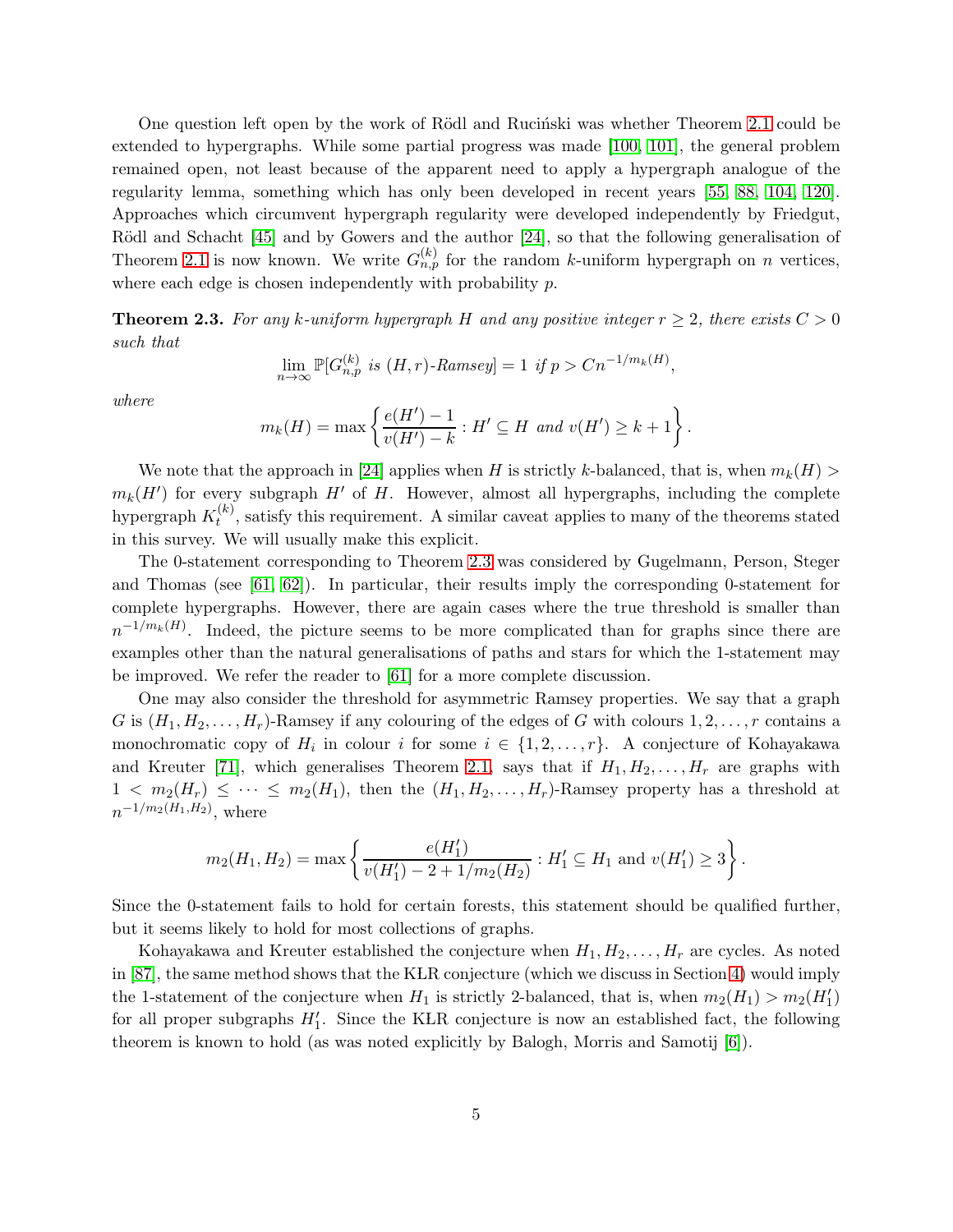One question left open by the work of Rödl and Ruciński was whether Theorem 2.1 could be extended to hypergraphs. While some partial progress was made [100, 101], the general problem remained open, not least because of the apparent need to apply a hypergraph analogue of the regularity lemma, something which has only been developed in recent years [55, 88, 104, 120]. Approaches which circumvent hypergraph regularity were developed independently by Friedgut, Rödl and Schacht [45] and by Gowers and the author [24], so that the following generalisation of Theorem 2.1 is now known. We write $G^{(k)}_{n,p}$ for the random $k$-uniform hypergraph on $n$ vertices, where each edge is chosen independently with probability $p$.

**Theorem 2.3.** *For any $k$-uniform hypergraph $H$ and any positive integer $r \geq 2$, there exists $C > 0$ such that*

$$\lim_{n\to\infty} \mathbb{P}[G^{(k)}_{n,p} \text{ is } (H,r)\text{-Ramsey}] = 1 \text{ if } p > Cn^{-1/m_k(H)},$$

*where*

$$m_k(H) = \max\left\{\frac{e(H')-1}{v(H')-k} : H' \subseteq H \text{ and } v(H') \geq k+1\right\}.$$

We note that the approach in [24] applies when $H$ is strictly $k$-balanced, that is, when $m_k(H) > m_k(H')$ for every subgraph $H'$ of $H$. However, almost all hypergraphs, including the complete hypergraph $K^{(k)}_t$, satisfy this requirement. A similar caveat applies to many of the theorems stated in this survey. We will usually make this explicit.

The 0-statement corresponding to Theorem 2.3 was considered by Gugelmann, Person, Steger and Thomas (see [61, 62]). In particular, their results imply the corresponding 0-statement for complete hypergraphs. However, there are again cases where the true threshold is smaller than $n^{-1/m_k(H)}$. Indeed, the picture seems to be more complicated than for graphs since there are examples other than the natural generalisations of paths and stars for which the 1-statement may be improved. We refer the reader to [61] for a more complete discussion.

One may also consider the threshold for asymmetric Ramsey properties. We say that a graph $G$ is $(H_1, H_2, \ldots, H_r)$-Ramsey if any colouring of the edges of $G$ with colours $1, 2, \ldots, r$ contains a monochromatic copy of $H_i$ in colour $i$ for some $i \in \{1, 2, \ldots, r\}$. A conjecture of Kohayakawa and Kreuter [71], which generalises Theorem 2.1, says that if $H_1, H_2, \ldots, H_r$ are graphs with $1 < m_2(H_r) \leq \cdots \leq m_2(H_1)$, then the $(H_1, H_2, \ldots, H_r)$-Ramsey property has a threshold at $n^{-1/m_2(H_1,H_2)}$, where

$$m_2(H_1, H_2) = \max\left\{\frac{e(H_1')}{v(H_1') - 2 + 1/m_2(H_2)} : H_1' \subseteq H_1 \text{ and } v(H_1') \geq 3\right\}.$$

Since the 0-statement fails to hold for certain forests, this statement should be qualified further, but it seems likely to hold for most collections of graphs.

Kohayakawa and Kreuter established the conjecture when $H_1, H_2, \ldots, H_r$ are cycles. As noted in [87], the same method shows that the KŁR conjecture (which we discuss in Section 4) would imply the 1-statement of the conjecture when $H_1$ is strictly 2-balanced, that is, when $m_2(H_1) > m_2(H_1')$ for all proper subgraphs $H_1'$. Since the KŁR conjecture is now an established fact, the following theorem is known to hold (as was noted explicitly by Balogh, Morris and Samotij [6]).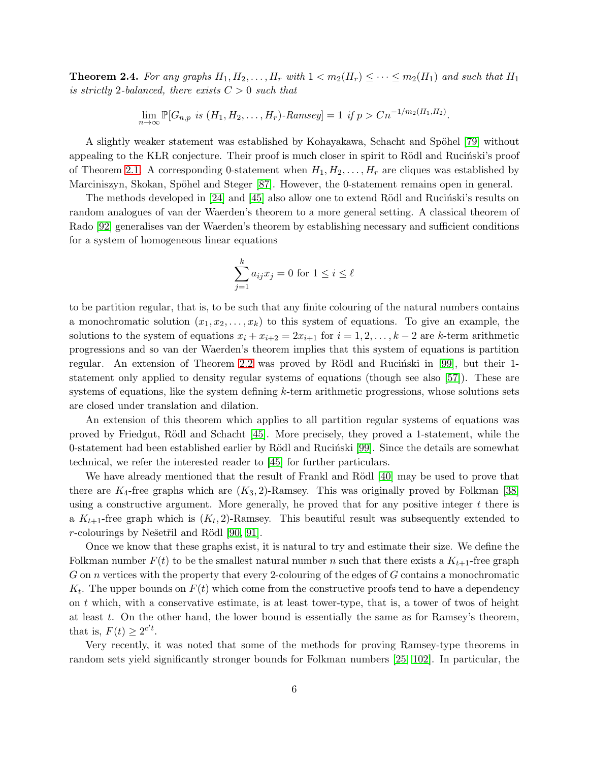**Theorem 2.4.** *For any graphs $H_1, H_2, \ldots, H_r$ with $1 < m_2(H_r) \le \cdots \le m_2(H_1)$ and such that $H_1$ is strictly 2-balanced, there exists $C > 0$ such that*

$$\lim_{n\to\infty} \mathbb{P}[G_{n,p} \text{ is } (H_1, H_2, \ldots, H_r)\text{-Ramsey}] = 1 \text{ if } p > Cn^{-1/m_2(H_1,H_2)}.$$

A slightly weaker statement was established by Kohayakawa, Schacht and Spöhel [79] without appealing to the KŁR conjecture. Their proof is much closer in spirit to Rödl and Ruciński's proof of Theorem 2.1. A corresponding 0-statement when $H_1, H_2, \ldots, H_r$ are cliques was established by Marciniszyn, Skokan, Spöhel and Steger [87]. However, the 0-statement remains open in general.

The methods developed in [24] and [45] also allow one to extend Rödl and Ruciński's results on random analogues of van der Waerden's theorem to a more general setting. A classical theorem of Rado [92] generalises van der Waerden's theorem by establishing necessary and sufficient conditions for a system of homogeneous linear equations

$$\sum_{j=1}^{k} a_{ij}x_j = 0 \text{ for } 1 \le i \le \ell$$

to be partition regular, that is, to be such that any finite colouring of the natural numbers contains a monochromatic solution $(x_1, x_2, \ldots, x_k)$ to this system of equations. To give an example, the solutions to the system of equations $x_i + x_{i+2} = 2x_{i+1}$ for $i = 1, 2, \ldots, k-2$ are $k$-term arithmetic progressions and so van der Waerden's theorem implies that this system of equations is partition regular. An extension of Theorem 2.2 was proved by Rödl and Ruciński in [99], but their 1-statement only applied to density regular systems of equations (though see also [57]). These are systems of equations, like the system defining $k$-term arithmetic progressions, whose solutions sets are closed under translation and dilation.

An extension of this theorem which applies to all partition regular systems of equations was proved by Friedgut, Rödl and Schacht [45]. More precisely, they proved a 1-statement, while the 0-statement had been established earlier by Rödl and Ruciński [99]. Since the details are somewhat technical, we refer the interested reader to [45] for further particulars.

We have already mentioned that the result of Frankl and Rödl [40] may be used to prove that there are $K_4$-free graphs which are $(K_3, 2)$-Ramsey. This was originally proved by Folkman [38] using a constructive argument. More generally, he proved that for any positive integer $t$ there is a $K_{t+1}$-free graph which is $(K_t, 2)$-Ramsey. This beautiful result was subsequently extended to $r$-colourings by Nešetřil and Rödl [90, 91].

Once we know that these graphs exist, it is natural to try and estimate their size. We define the Folkman number $F(t)$ to be the smallest natural number $n$ such that there exists a $K_{t+1}$-free graph $G$ on $n$ vertices with the property that every 2-colouring of the edges of $G$ contains a monochromatic $K_t$. The upper bounds on $F(t)$ which come from the constructive proofs tend to have a dependency on $t$ which, with a conservative estimate, is at least tower-type, that is, a tower of twos of height at least $t$. On the other hand, the lower bound is essentially the same as for Ramsey's theorem, that is, $F(t) \ge 2^{c' t}$.

Very recently, it was noted that some of the methods for proving Ramsey-type theorems in random sets yield significantly stronger bounds for Folkman numbers [25, 102]. In particular, the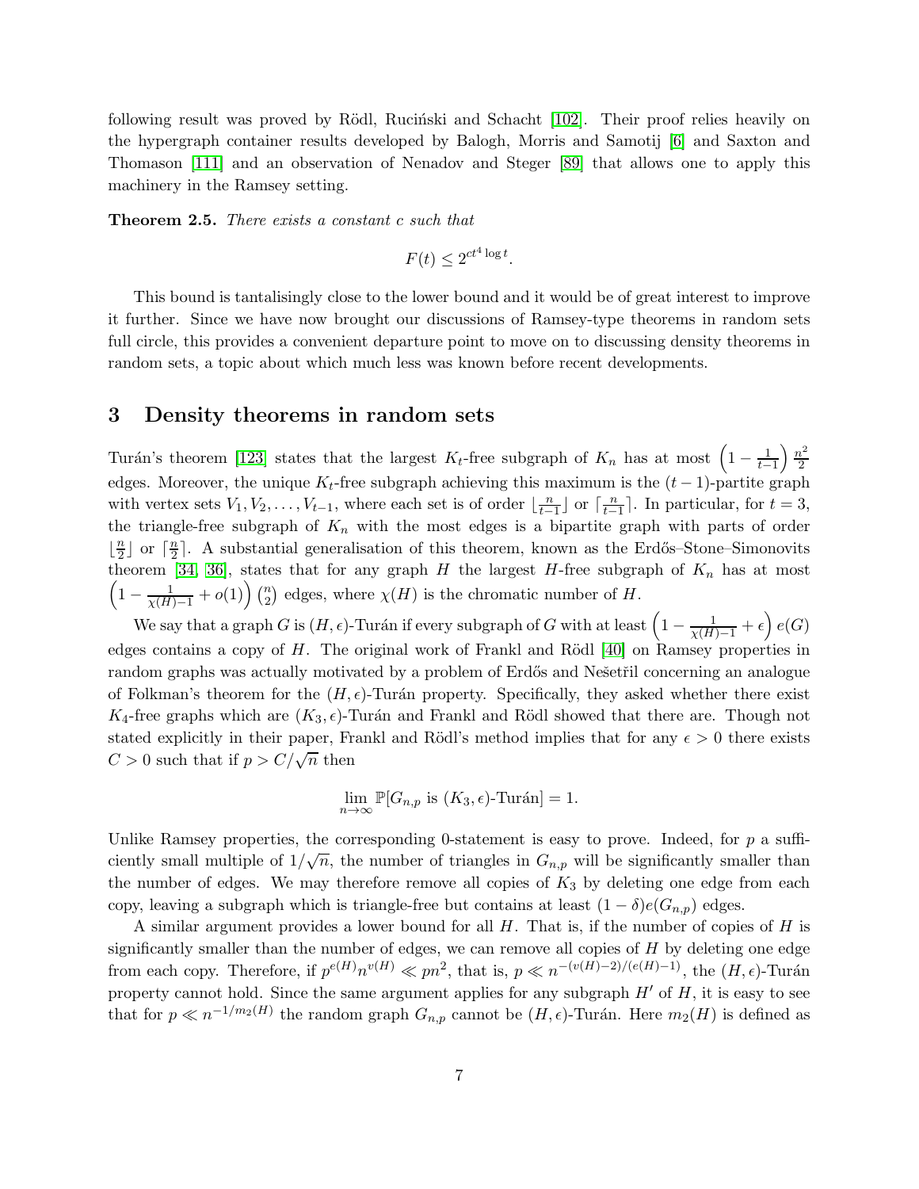following result was proved by Rödl, Ruciński and Schacht [102]. Their proof relies heavily on the hypergraph container results developed by Balogh, Morris and Samotij [6] and Saxton and Thomason [111] and an observation of Nenadov and Steger [89] that allows one to apply this machinery in the Ramsey setting.

**Theorem 2.5.** *There exists a constant $c$ such that*

$$F(t) \leq 2^{ct^4 \log t}.$$

This bound is tantalisingly close to the lower bound and it would be of great interest to improve it further. Since we have now brought our discussions of Ramsey-type theorems in random sets full circle, this provides a convenient departure point to move on to discussing density theorems in random sets, a topic about which much less was known before recent developments.

## 3 Density theorems in random sets

Turán's theorem [123] states that the largest $K_t$-free subgraph of $K_n$ has at most $\left(1 - \frac{1}{t-1}\right)\frac{n^2}{2}$ edges. Moreover, the unique $K_t$-free subgraph achieving this maximum is the $(t-1)$-partite graph with vertex sets $V_1, V_2, \ldots, V_{t-1}$, where each set is of order $\lfloor \frac{n}{t-1} \rfloor$ or $\lceil \frac{n}{t-1} \rceil$. In particular, for $t = 3$, the triangle-free subgraph of $K_n$ with the most edges is a bipartite graph with parts of order $\lfloor \frac{n}{2} \rfloor$ or $\lceil \frac{n}{2} \rceil$. A substantial generalisation of this theorem, known as the Erdős–Stone–Simonovits theorem [34, 36], states that for any graph $H$ the largest $H$-free subgraph of $K_n$ has at most $\left(1 - \frac{1}{\chi(H)-1} + o(1)\right)\binom{n}{2}$ edges, where $\chi(H)$ is the chromatic number of $H$.

We say that a graph $G$ is $(H, \epsilon)$-Turán if every subgraph of $G$ with at least $\left(1 - \frac{1}{\chi(H)-1} + \epsilon\right) e(G)$ edges contains a copy of $H$. The original work of Frankl and Rödl [40] on Ramsey properties in random graphs was actually motivated by a problem of Erdős and Nešetřil concerning an analogue of Folkman's theorem for the $(H, \epsilon)$-Turán property. Specifically, they asked whether there exist $K_4$-free graphs which are $(K_3, \epsilon)$-Turán and Frankl and Rödl showed that there are. Though not stated explicitly in their paper, Frankl and Rödl's method implies that for any $\epsilon > 0$ there exists $C > 0$ such that if $p > C/\sqrt{n}$ then

$$\lim_{n \to \infty} \mathbb{P}[G_{n,p} \text{ is } (K_3, \epsilon)\text{-Turán}] = 1.$$

Unlike Ramsey properties, the corresponding 0-statement is easy to prove. Indeed, for $p$ a sufficiently small multiple of $1/\sqrt{n}$, the number of triangles in $G_{n,p}$ will be significantly smaller than the number of edges. We may therefore remove all copies of $K_3$ by deleting one edge from each copy, leaving a subgraph which is triangle-free but contains at least $(1 - \delta)e(G_{n,p})$ edges.

A similar argument provides a lower bound for all $H$. That is, if the number of copies of $H$ is significantly smaller than the number of edges, we can remove all copies of $H$ by deleting one edge from each copy. Therefore, if $p^{e(H)} n^{v(H)} \ll pn^2$, that is, $p \ll n^{-(v(H)-2)/(e(H)-1)}$, the $(H, \epsilon)$-Turán property cannot hold. Since the same argument applies for any subgraph $H'$ of $H$, it is easy to see that for $p \ll n^{-1/m_2(H)}$ the random graph $G_{n,p}$ cannot be $(H, \epsilon)$-Turán. Here $m_2(H)$ is defined as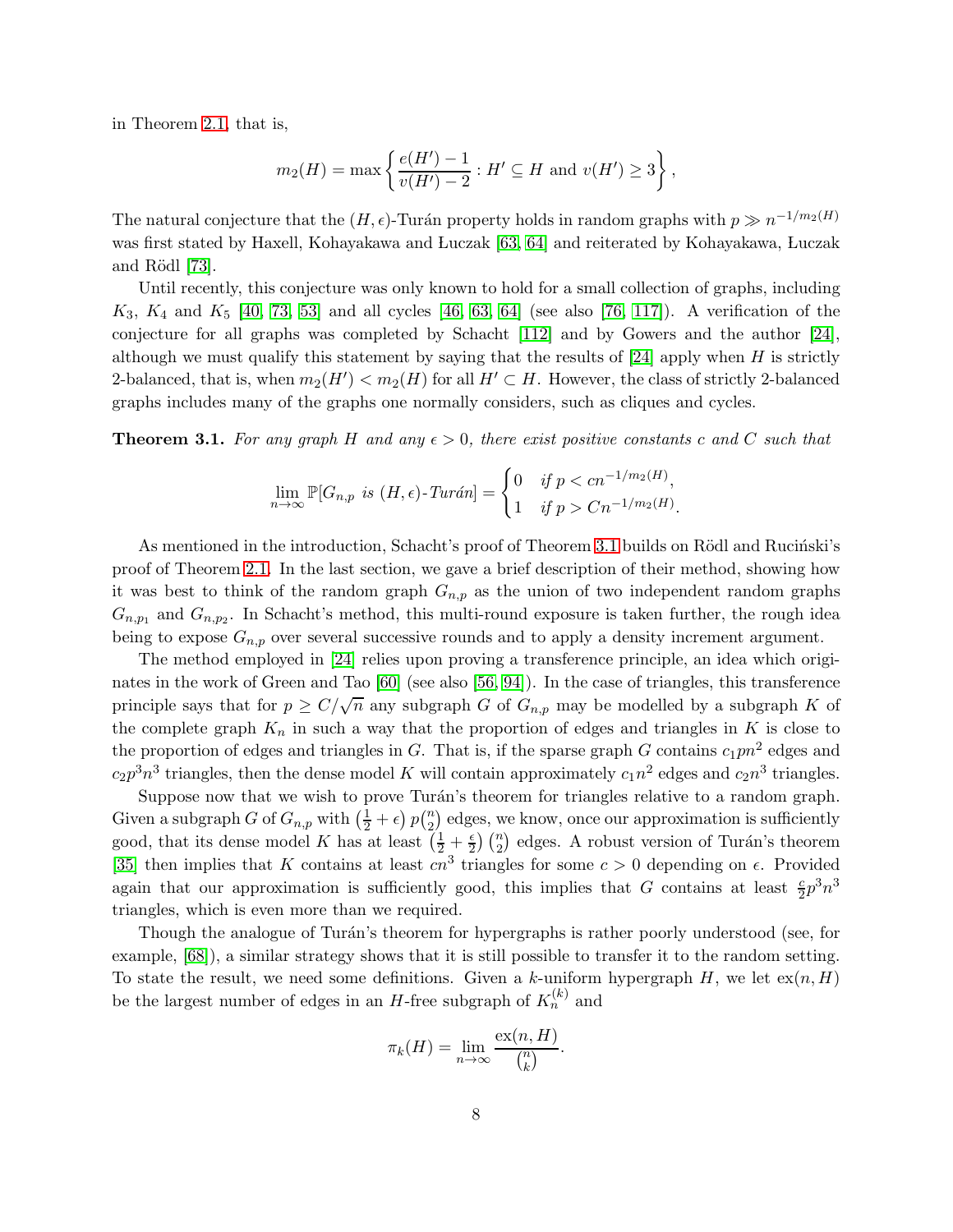in Theorem 2.1, that is,

$$m_2(H) = \max\left\{\frac{e(H')-1}{v(H')-2} : H' \subseteq H \text{ and } v(H') \geq 3\right\},$$

The natural conjecture that the $(H,\epsilon)$-Turán property holds in random graphs with $p \gg n^{-1/m_2(H)}$ was first stated by Haxell, Kohayakawa and Łuczak [63, 64] and reiterated by Kohayakawa, Łuczak and Rödl [73].

Until recently, this conjecture was only known to hold for a small collection of graphs, including $K_3$, $K_4$ and $K_5$ [40, 73, 53] and all cycles [46, 63, 64] (see also [76, 117]). A verification of the conjecture for all graphs was completed by Schacht [112] and by Gowers and the author [24], although we must qualify this statement by saying that the results of [24] apply when $H$ is strictly 2-balanced, that is, when $m_2(H') < m_2(H)$ for all $H' \subset H$. However, the class of strictly 2-balanced graphs includes many of the graphs one normally considers, such as cliques and cycles.

**Theorem 3.1.** *For any graph $H$ and any $\epsilon > 0$, there exist positive constants $c$ and $C$ such that*

$$\lim_{n\to\infty} \mathbb{P}[G_{n,p} \text{ is } (H,\epsilon)\text{-Turán}] = \begin{cases} 0 & \text{if } p < cn^{-1/m_2(H)}, \\ 1 & \text{if } p > Cn^{-1/m_2(H)}. \end{cases}$$

As mentioned in the introduction, Schacht's proof of Theorem 3.1 builds on Rödl and Ruciński's proof of Theorem 2.1. In the last section, we gave a brief description of their method, showing how it was best to think of the random graph $G_{n,p}$ as the union of two independent random graphs $G_{n,p_1}$ and $G_{n,p_2}$. In Schacht's method, this multi-round exposure is taken further, the rough idea being to expose $G_{n,p}$ over several successive rounds and to apply a density increment argument.

The method employed in [24] relies upon proving a transference principle, an idea which originates in the work of Green and Tao [60] (see also [56, 94]). In the case of triangles, this transference principle says that for $p \geq C/\sqrt{n}$ any subgraph $G$ of $G_{n,p}$ may be modelled by a subgraph $K$ of the complete graph $K_n$ in such a way that the proportion of edges and triangles in $K$ is close to the proportion of edges and triangles in $G$. That is, if the sparse graph $G$ contains $c_1 pn^2$ edges and $c_2 p^3 n^3$ triangles, then the dense model $K$ will contain approximately $c_1 n^2$ edges and $c_2 n^3$ triangles.

Suppose now that we wish to prove Turán's theorem for triangles relative to a random graph. Given a subgraph $G$ of $G_{n,p}$ with $\left(\frac{1}{2}+\epsilon\right) p\binom{n}{2}$ edges, we know, once our approximation is sufficiently good, that its dense model $K$ has at least $\left(\frac{1}{2}+\frac{\epsilon}{2}\right)\binom{n}{2}$ edges. A robust version of Turán's theorem [35] then implies that $K$ contains at least $cn^3$ triangles for some $c > 0$ depending on $\epsilon$. Provided again that our approximation is sufficiently good, this implies that $G$ contains at least $\frac{c}{2}p^3 n^3$ triangles, which is even more than we required.

Though the analogue of Turán's theorem for hypergraphs is rather poorly understood (see, for example, [68]), a similar strategy shows that it is still possible to transfer it to the random setting. To state the result, we need some definitions. Given a $k$-uniform hypergraph $H$, we let $\text{ex}(n, H)$ be the largest number of edges in an $H$-free subgraph of $K_n^{(k)}$ and

$$\pi_k(H) = \lim_{n\to\infty} \frac{\text{ex}(n,H)}{\binom{n}{k}}.$$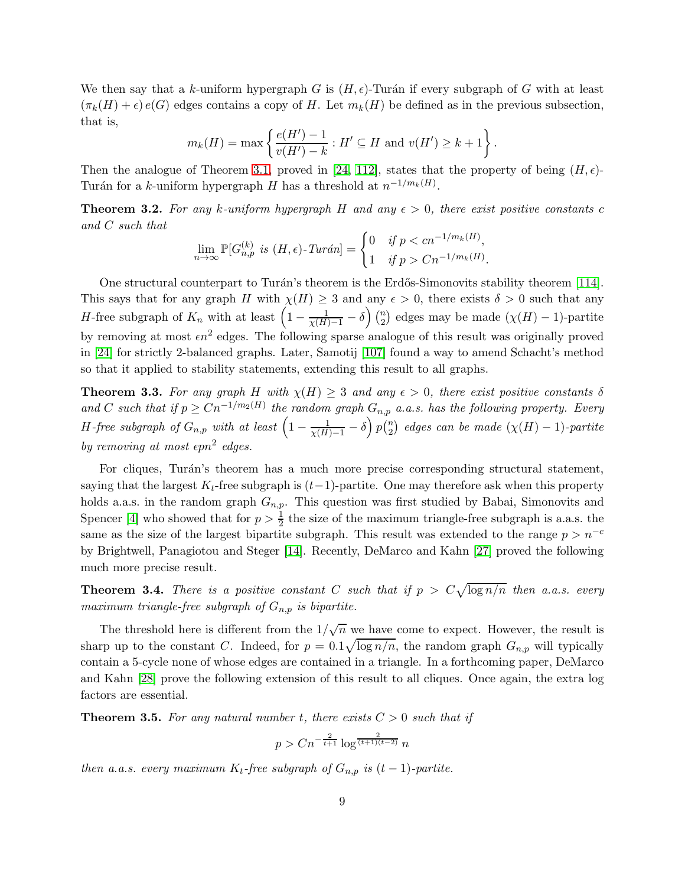We then say that a $k$-uniform hypergraph $G$ is $(H, \epsilon)$-Turán if every subgraph of $G$ with at least $(\pi_k(H) + \epsilon)\, e(G)$ edges contains a copy of $H$. Let $m_k(H)$ be defined as in the previous subsection, that is,

$$m_k(H) = \max\left\{ \frac{e(H') - 1}{v(H') - k} : H' \subseteq H \text{ and } v(H') \geq k+1 \right\}.$$

Then the analogue of Theorem 3.1, proved in [24, 112], states that the property of being $(H, \epsilon)$-Turán for a $k$-uniform hypergraph $H$ has a threshold at $n^{-1/m_k(H)}$.

**Theorem 3.2.** *For any $k$-uniform hypergraph $H$ and any $\epsilon > 0$, there exist positive constants $c$ and $C$ such that*

$$\lim_{n\to\infty} \mathbb{P}[G^{(k)}_{n,p} \text{ is } (H, \epsilon)\text{-Turán}] = \begin{cases} 0 & \text{if } p < cn^{-1/m_k(H)}, \\ 1 & \text{if } p > Cn^{-1/m_k(H)}. \end{cases}$$

One structural counterpart to Turán's theorem is the Erdős-Simonovits stability theorem [114]. This says that for any graph $H$ with $\chi(H) \geq 3$ and any $\epsilon > 0$, there exists $\delta > 0$ such that any $H$-free subgraph of $K_n$ with at least $\left(1 - \frac{1}{\chi(H)-1} - \delta\right)\binom{n}{2}$ edges may be made $(\chi(H) - 1)$-partite by removing at most $\epsilon n^2$ edges. The following sparse analogue of this result was originally proved in [24] for strictly 2-balanced graphs. Later, Samotij [107] found a way to amend Schacht's method so that it applied to stability statements, extending this result to all graphs.

**Theorem 3.3.** *For any graph $H$ with $\chi(H) \geq 3$ and any $\epsilon > 0$, there exist positive constants $\delta$ and $C$ such that if $p \geq Cn^{-1/m_2(H)}$ the random graph $G_{n,p}$ a.a.s. has the following property. Every $H$-free subgraph of $G_{n,p}$ with at least $\left(1 - \frac{1}{\chi(H)-1} - \delta\right) p\binom{n}{2}$ edges can be made $(\chi(H) - 1)$-partite by removing at most $\epsilon pn^2$ edges.*

For cliques, Turán's theorem has a much more precise corresponding structural statement, saying that the largest $K_t$-free subgraph is $(t-1)$-partite. One may therefore ask when this property holds a.a.s. in the random graph $G_{n,p}$. This question was first studied by Babai, Simonovits and Spencer [4] who showed that for $p > \frac{1}{2}$ the size of the maximum triangle-free subgraph is a.a.s. the same as the size of the largest bipartite subgraph. This result was extended to the range $p > n^{-c}$ by Brightwell, Panagiotou and Steger [14]. Recently, DeMarco and Kahn [27] proved the following much more precise result.

**Theorem 3.4.** *There is a positive constant $C$ such that if $p > C\sqrt{\log n/n}$ then a.a.s. every maximum triangle-free subgraph of $G_{n,p}$ is bipartite.*

The threshold here is different from the $1/\sqrt{n}$ we have come to expect. However, the result is sharp up to the constant $C$. Indeed, for $p = 0.1\sqrt{\log n/n}$, the random graph $G_{n,p}$ will typically contain a 5-cycle none of whose edges are contained in a triangle. In a forthcoming paper, DeMarco and Kahn [28] prove the following extension of this result to all cliques. Once again, the extra log factors are essential.

**Theorem 3.5.** *For any natural number $t$, there exists $C > 0$ such that if*

$$p > Cn^{-\frac{2}{t+1}} \log^{\frac{2}{(t+1)(t-2)}} n$$

*then a.a.s. every maximum $K_t$-free subgraph of $G_{n,p}$ is $(t-1)$-partite.*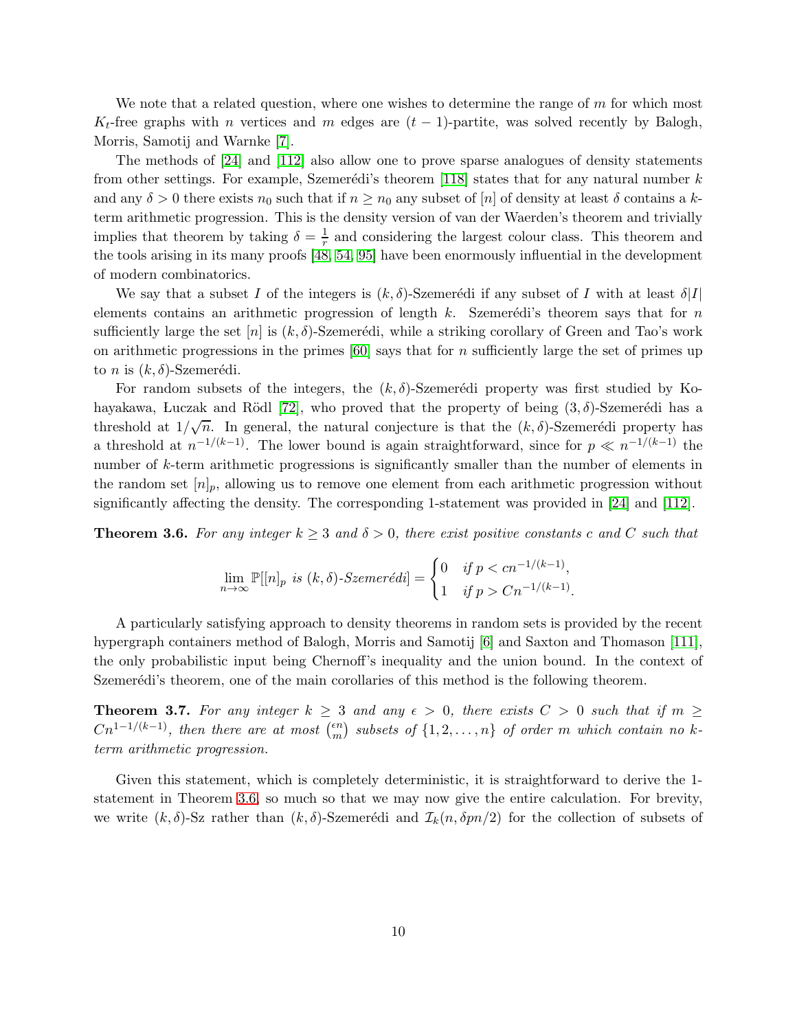We note that a related question, where one wishes to determine the range of $m$ for which most $K_t$-free graphs with $n$ vertices and $m$ edges are $(t-1)$-partite, was solved recently by Balogh, Morris, Samotij and Warnke [7].

The methods of [24] and [112] also allow one to prove sparse analogues of density statements from other settings. For example, Szemerédi's theorem [118] states that for any natural number $k$ and any $\delta > 0$ there exists $n_0$ such that if $n \geq n_0$ any subset of $[n]$ of density at least $\delta$ contains a $k$-term arithmetic progression. This is the density version of van der Waerden's theorem and trivially implies that theorem by taking $\delta = \frac{1}{r}$ and considering the largest colour class. This theorem and the tools arising in its many proofs [48, 54, 95] have been enormously influential in the development of modern combinatorics.

We say that a subset $I$ of the integers is $(k, \delta)$-Szemerédi if any subset of $I$ with at least $\delta|I|$ elements contains an arithmetic progression of length $k$. Szemerédi's theorem says that for $n$ sufficiently large the set $[n]$ is $(k, \delta)$-Szemerédi, while a striking corollary of Green and Tao's work on arithmetic progressions in the primes [60] says that for $n$ sufficiently large the set of primes up to $n$ is $(k, \delta)$-Szemerédi.

For random subsets of the integers, the $(k, \delta)$-Szemerédi property was first studied by Kohayakawa, Łuczak and Rödl [72], who proved that the property of being $(3, \delta)$-Szemerédi has a threshold at $1/\sqrt{n}$. In general, the natural conjecture is that the $(k, \delta)$-Szemerédi property has a threshold at $n^{-1/(k-1)}$. The lower bound is again straightforward, since for $p \ll n^{-1/(k-1)}$ the number of $k$-term arithmetic progressions is significantly smaller than the number of elements in the random set $[n]_p$, allowing us to remove one element from each arithmetic progression without significantly affecting the density. The corresponding 1-statement was provided in [24] and [112].

**Theorem 3.6.** *For any integer $k \geq 3$ and $\delta > 0$, there exist positive constants $c$ and $C$ such that*

$$\lim_{n \to \infty} \mathbb{P}[[n]_p \text{ is } (k, \delta)\text{-Szemerédi}] = \begin{cases} 0 & \text{if } p < cn^{-1/(k-1)}, \\ 1 & \text{if } p > Cn^{-1/(k-1)}. \end{cases}$$

A particularly satisfying approach to density theorems in random sets is provided by the recent hypergraph containers method of Balogh, Morris and Samotij [6] and Saxton and Thomason [111], the only probabilistic input being Chernoff's inequality and the union bound. In the context of Szemerédi's theorem, one of the main corollaries of this method is the following theorem.

**Theorem 3.7.** *For any integer $k \geq 3$ and any $\epsilon > 0$, there exists $C > 0$ such that if $m \geq Cn^{1-1/(k-1)}$, then there are at most $\binom{\epsilon n}{m}$ subsets of $\{1, 2, \ldots, n\}$ of order $m$ which contain no $k$-term arithmetic progression.*

Given this statement, which is completely deterministic, it is straightforward to derive the 1-statement in Theorem 3.6, so much so that we may now give the entire calculation. For brevity, we write $(k, \delta)$-Sz rather than $(k, \delta)$-Szemerédi and $\mathcal{I}_k(n, \delta pn/2)$ for the collection of subsets of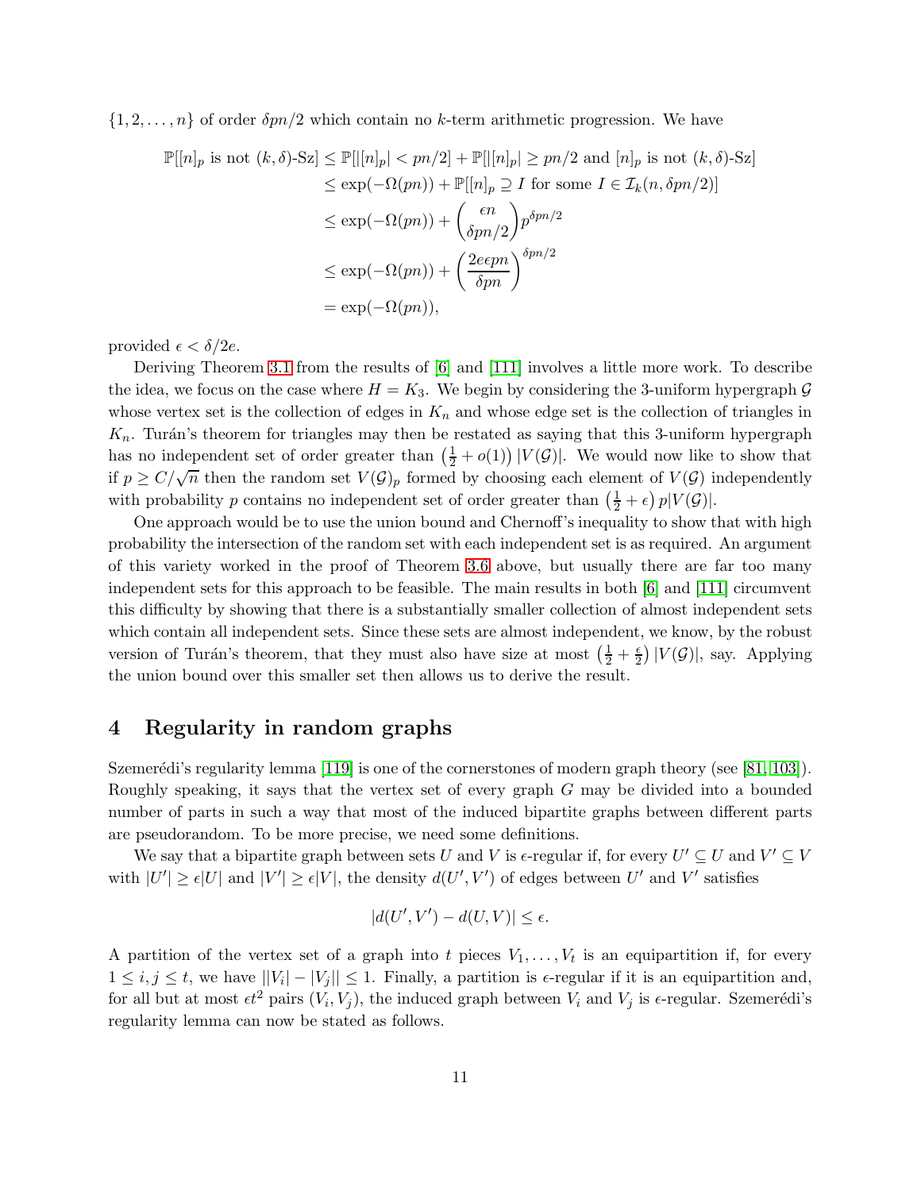$\{1, 2, \ldots, n\}$ of order $\delta pn/2$ which contain no $k$-term arithmetic progression. We have

$$
\begin{aligned}
\mathbb{P}[[n]_p \text{ is not } (k,\delta)\text{-Sz}] &\leq \mathbb{P}[|[n]_p| < pn/2] + \mathbb{P}[|[n]_p| \geq pn/2 \text{ and } [n]_p \text{ is not } (k,\delta)\text{-Sz}] \\
&\leq \exp(-\Omega(pn)) + \mathbb{P}[[n]_p \supseteq I \text{ for some } I \in \mathcal{I}_k(n, \delta pn/2)] \\
&\leq \exp(-\Omega(pn)) + \binom{\epsilon n}{\delta pn/2} p^{\delta pn/2} \\
&\leq \exp(-\Omega(pn)) + \left(\frac{2e\epsilon pn}{\delta pn}\right)^{\delta pn/2} \\
&= \exp(-\Omega(pn)),
\end{aligned}
$$

provided $\epsilon < \delta/2e$.

Deriving Theorem 3.1 from the results of [6] and [111] involves a little more work. To describe the idea, we focus on the case where $H = K_3$. We begin by considering the 3-uniform hypergraph $\mathcal{G}$ whose vertex set is the collection of edges in $K_n$ and whose edge set is the collection of triangles in $K_n$. Turán's theorem for triangles may then be restated as saying that this 3-uniform hypergraph has no independent set of order greater than $\left(\frac{1}{2} + o(1)\right)|V(\mathcal{G})|$. We would now like to show that if $p \geq C/\sqrt{n}$ then the random set $V(\mathcal{G})_p$ formed by choosing each element of $V(\mathcal{G})$ independently with probability $p$ contains no independent set of order greater than $\left(\frac{1}{2} + \epsilon\right)p|V(\mathcal{G})|$.

One approach would be to use the union bound and Chernoff's inequality to show that with high probability the intersection of the random set with each independent set is as required. An argument of this variety worked in the proof of Theorem 3.6 above, but usually there are far too many independent sets for this approach to be feasible. The main results in both [6] and [111] circumvent this difficulty by showing that there is a substantially smaller collection of almost independent sets which contain all independent sets. Since these sets are almost independent, we know, by the robust version of Turán's theorem, that they must also have size at most $\left(\frac{1}{2} + \frac{\epsilon}{2}\right)|V(\mathcal{G})|$, say. Applying the union bound over this smaller set then allows us to derive the result.

# 4 Regularity in random graphs

Szemerédi's regularity lemma [119] is one of the cornerstones of modern graph theory (see [81, 103]). Roughly speaking, it says that the vertex set of every graph $G$ may be divided into a bounded number of parts in such a way that most of the induced bipartite graphs between different parts are pseudorandom. To be more precise, we need some definitions.

We say that a bipartite graph between sets $U$ and $V$ is $\epsilon$-regular if, for every $U' \subseteq U$ and $V' \subseteq V$ with $|U'| \geq \epsilon|U|$ and $|V'| \geq \epsilon|V|$, the density $d(U', V')$ of edges between $U'$ and $V'$ satisfies

$$|d(U', V') - d(U, V)| \leq \epsilon.$$

A partition of the vertex set of a graph into $t$ pieces $V_1, \ldots, V_t$ is an equipartition if, for every $1 \leq i, j \leq t$, we have $||V_i| - |V_j|| \leq 1$. Finally, a partition is $\epsilon$-regular if it is an equipartition and, for all but at most $\epsilon t^2$ pairs $(V_i, V_j)$, the induced graph between $V_i$ and $V_j$ is $\epsilon$-regular. Szemerédi's regularity lemma can now be stated as follows.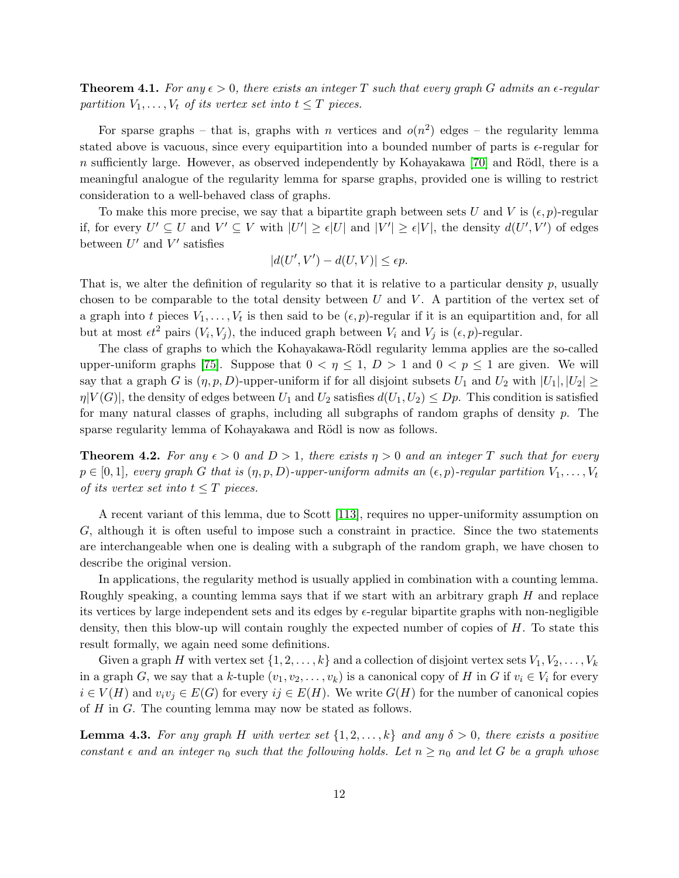**Theorem 4.1.** *For any $\epsilon > 0$, there exists an integer $T$ such that every graph $G$ admits an $\epsilon$-regular partition $V_1, \dots, V_t$ of its vertex set into $t \leq T$ pieces.*

For sparse graphs – that is, graphs with $n$ vertices and $o(n^2)$ edges – the regularity lemma stated above is vacuous, since every equipartition into a bounded number of parts is $\epsilon$-regular for $n$ sufficiently large. However, as observed independently by Kohayakawa [70] and Rödl, there is a meaningful analogue of the regularity lemma for sparse graphs, provided one is willing to restrict consideration to a well-behaved class of graphs.

To make this more precise, we say that a bipartite graph between sets $U$ and $V$ is $(\epsilon, p)$-regular if, for every $U' \subseteq U$ and $V' \subseteq V$ with $|U'| \geq \epsilon|U|$ and $|V'| \geq \epsilon|V|$, the density $d(U', V')$ of edges between $U'$ and $V'$ satisfies

$$|d(U', V') - d(U, V)| \leq \epsilon p.$$

That is, we alter the definition of regularity so that it is relative to a particular density $p$, usually chosen to be comparable to the total density between $U$ and $V$. A partition of the vertex set of a graph into $t$ pieces $V_1, \dots, V_t$ is then said to be $(\epsilon, p)$-regular if it is an equipartition and, for all but at most $\epsilon t^2$ pairs $(V_i, V_j)$, the induced graph between $V_i$ and $V_j$ is $(\epsilon, p)$-regular.

The class of graphs to which the Kohayakawa-Rödl regularity lemma applies are the so-called upper-uniform graphs [75]. Suppose that $0 < \eta \leq 1$, $D > 1$ and $0 < p \leq 1$ are given. We will say that a graph $G$ is $(\eta, p, D)$-upper-uniform if for all disjoint subsets $U_1$ and $U_2$ with $|U_1|, |U_2| \geq \eta|V(G)|$, the density of edges between $U_1$ and $U_2$ satisfies $d(U_1, U_2) \leq Dp$. This condition is satisfied for many natural classes of graphs, including all subgraphs of random graphs of density $p$. The sparse regularity lemma of Kohayakawa and Rödl is now as follows.

**Theorem 4.2.** *For any $\epsilon > 0$ and $D > 1$, there exists $\eta > 0$ and an integer $T$ such that for every $p \in [0, 1]$, every graph $G$ that is $(\eta, p, D)$-upper-uniform admits an $(\epsilon, p)$-regular partition $V_1, \dots, V_t$ of its vertex set into $t \leq T$ pieces.*

A recent variant of this lemma, due to Scott [113], requires no upper-uniformity assumption on $G$, although it is often useful to impose such a constraint in practice. Since the two statements are interchangeable when one is dealing with a subgraph of the random graph, we have chosen to describe the original version.

In applications, the regularity method is usually applied in combination with a counting lemma. Roughly speaking, a counting lemma says that if we start with an arbitrary graph $H$ and replace its vertices by large independent sets and its edges by $\epsilon$-regular bipartite graphs with non-negligible density, then this blow-up will contain roughly the expected number of copies of $H$. To state this result formally, we again need some definitions.

Given a graph $H$ with vertex set $\{1, 2, \dots, k\}$ and a collection of disjoint vertex sets $V_1, V_2, \dots, V_k$ in a graph $G$, we say that a $k$-tuple $(v_1, v_2, \dots, v_k)$ is a canonical copy of $H$ in $G$ if $v_i \in V_i$ for every $i \in V(H)$ and $v_i v_j \in E(G)$ for every $ij \in E(H)$. We write $G(H)$ for the number of canonical copies of $H$ in $G$. The counting lemma may now be stated as follows.

**Lemma 4.3.** *For any graph $H$ with vertex set $\{1, 2, \dots, k\}$ and any $\delta > 0$, there exists a positive constant $\epsilon$ and an integer $n_0$ such that the following holds. Let $n \geq n_0$ and let $G$ be a graph whose*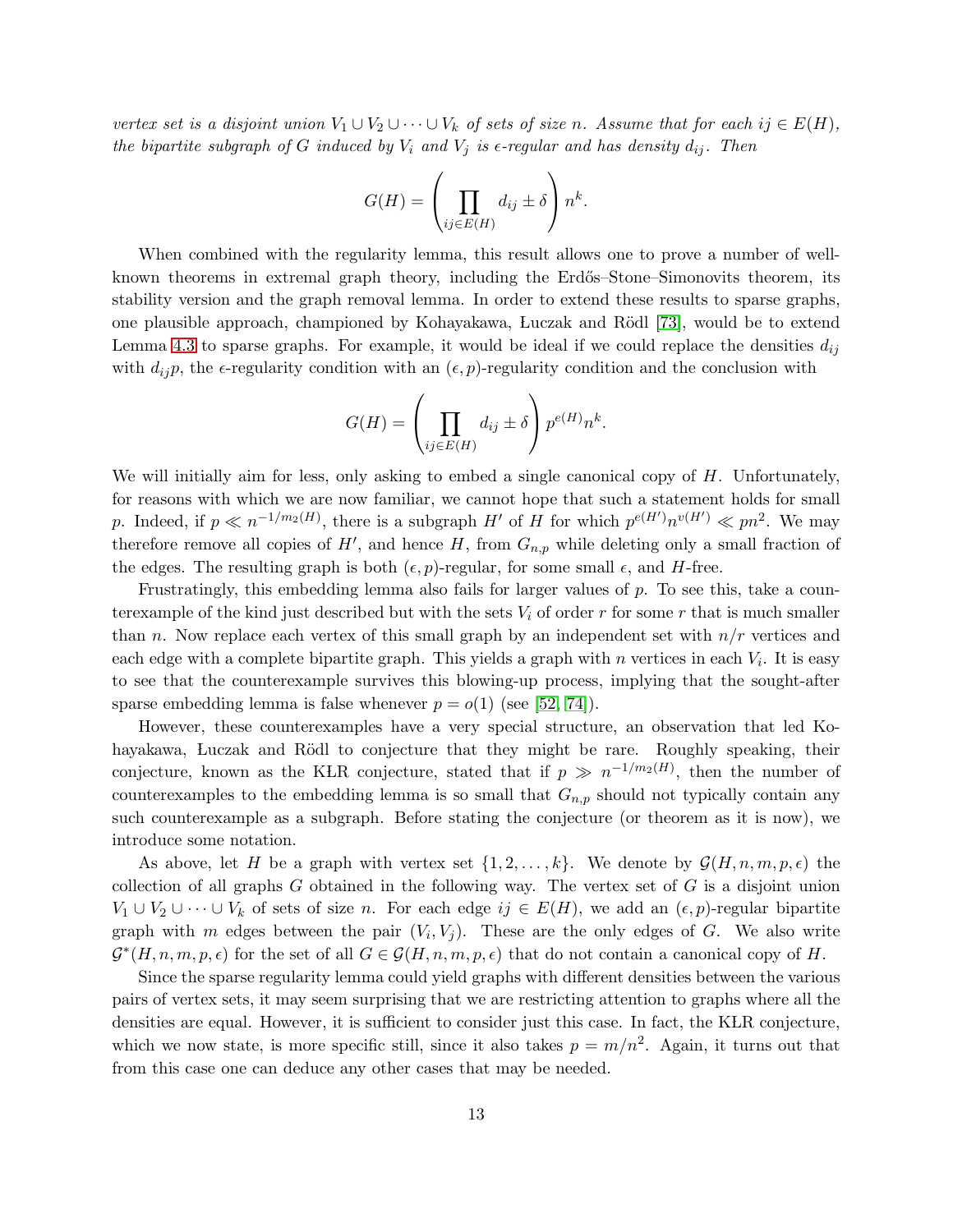*vertex set is a disjoint union $V_1 \cup V_2 \cup \cdots \cup V_k$ of sets of size $n$. Assume that for each $ij \in E(H)$, the bipartite subgraph of $G$ induced by $V_i$ and $V_j$ is $\epsilon$-regular and has density $d_{ij}$. Then*

$$G(H) = \left( \prod_{ij \in E(H)} d_{ij} \pm \delta \right) n^k.$$

When combined with the regularity lemma, this result allows one to prove a number of well-known theorems in extremal graph theory, including the Erdős–Stone–Simonovits theorem, its stability version and the graph removal lemma. In order to extend these results to sparse graphs, one plausible approach, championed by Kohayakawa, Łuczak and Rödl [73], would be to extend Lemma 4.3 to sparse graphs. For example, it would be ideal if we could replace the densities $d_{ij}$ with $d_{ij}p$, the $\epsilon$-regularity condition with an $(\epsilon, p)$-regularity condition and the conclusion with

$$G(H) = \left( \prod_{ij \in E(H)} d_{ij} \pm \delta \right) p^{e(H)} n^k.$$

We will initially aim for less, only asking to embed a single canonical copy of $H$. Unfortunately, for reasons with which we are now familiar, we cannot hope that such a statement holds for small $p$. Indeed, if $p \ll n^{-1/m_2(H)}$, there is a subgraph $H'$ of $H$ for which $p^{e(H')} n^{v(H')} \ll pn^2$. We may therefore remove all copies of $H'$, and hence $H$, from $G_{n,p}$ while deleting only a small fraction of the edges. The resulting graph is both $(\epsilon, p)$-regular, for some small $\epsilon$, and $H$-free.

Frustratingly, this embedding lemma also fails for larger values of $p$. To see this, take a counterexample of the kind just described but with the sets $V_i$ of order $r$ for some $r$ that is much smaller than $n$. Now replace each vertex of this small graph by an independent set with $n/r$ vertices and each edge with a complete bipartite graph. This yields a graph with $n$ vertices in each $V_i$. It is easy to see that the counterexample survives this blowing-up process, implying that the sought-after sparse embedding lemma is false whenever $p = o(1)$ (see [52, 74]).

However, these counterexamples have a very special structure, an observation that led Kohayakawa, Łuczak and Rödl to conjecture that they might be rare. Roughly speaking, their conjecture, known as the KŁR conjecture, stated that if $p \gg n^{-1/m_2(H)}$, then the number of counterexamples to the embedding lemma is so small that $G_{n,p}$ should not typically contain any such counterexample as a subgraph. Before stating the conjecture (or theorem as it is now), we introduce some notation.

As above, let $H$ be a graph with vertex set $\{1, 2, \ldots, k\}$. We denote by $\mathcal{G}(H, n, m, p, \epsilon)$ the collection of all graphs $G$ obtained in the following way. The vertex set of $G$ is a disjoint union $V_1 \cup V_2 \cup \cdots \cup V_k$ of sets of size $n$. For each edge $ij \in E(H)$, we add an $(\epsilon, p)$-regular bipartite graph with $m$ edges between the pair $(V_i, V_j)$. These are the only edges of $G$. We also write $\mathcal{G}^*(H, n, m, p, \epsilon)$ for the set of all $G \in \mathcal{G}(H, n, m, p, \epsilon)$ that do not contain a canonical copy of $H$.

Since the sparse regularity lemma could yield graphs with different densities between the various pairs of vertex sets, it may seem surprising that we are restricting attention to graphs where all the densities are equal. However, it is sufficient to consider just this case. In fact, the KŁR conjecture, which we now state, is more specific still, since it also takes $p = m/n^2$. Again, it turns out that from this case one can deduce any other cases that may be needed.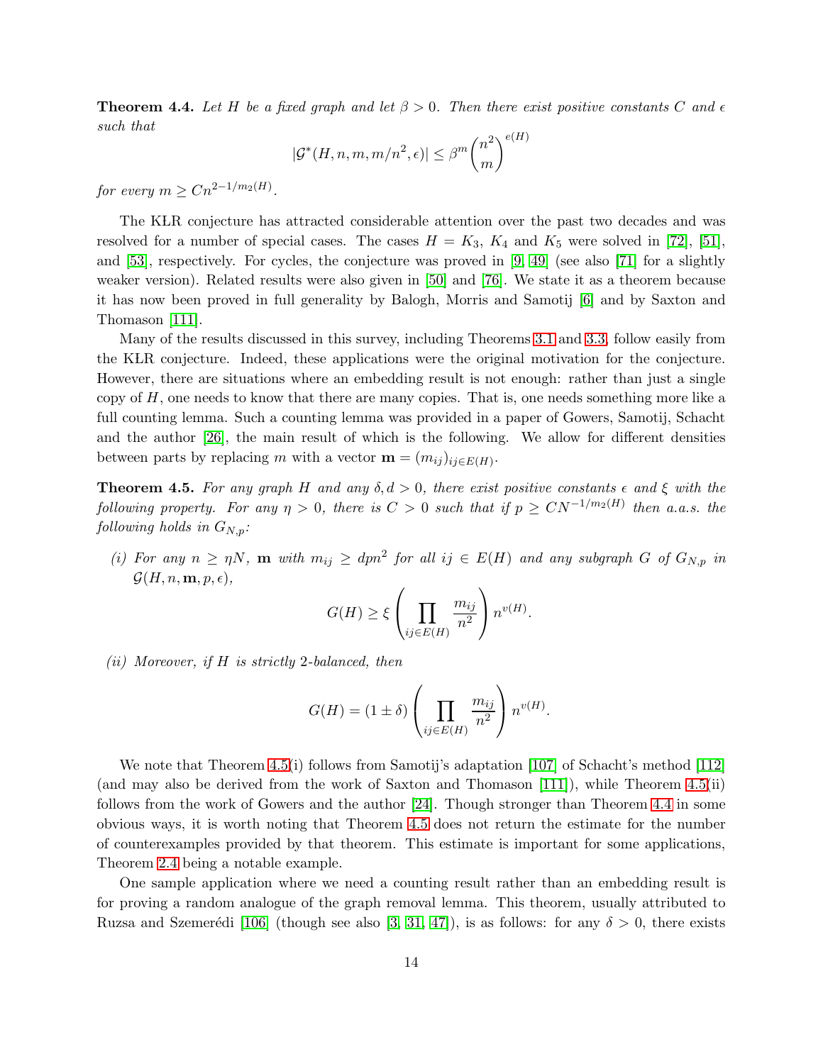**Theorem 4.4.** *Let $H$ be a fixed graph and let $\beta > 0$. Then there exist positive constants $C$ and $\epsilon$ such that*

$$|\mathcal{G}^*(H, n, m, m/n^2, \epsilon)| \leq \beta^m \binom{n^2}{m}^{e(H)}$$

*for every $m \geq Cn^{2-1/m_2(H)}$.*

The KŁR conjecture has attracted considerable attention over the past two decades and was resolved for a number of special cases. The cases $H = K_3$, $K_4$ and $K_5$ were solved in [72], [51], and [53], respectively. For cycles, the conjecture was proved in [9, 49] (see also [71] for a slightly weaker version). Related results were also given in [50] and [76]. We state it as a theorem because it has now been proved in full generality by Balogh, Morris and Samotij [6] and by Saxton and Thomason [111].

Many of the results discussed in this survey, including Theorems 3.1 and 3.3, follow easily from the KŁR conjecture. Indeed, these applications were the original motivation for the conjecture. However, there are situations where an embedding result is not enough: rather than just a single copy of $H$, one needs to know that there are many copies. That is, one needs something more like a full counting lemma. Such a counting lemma was provided in a paper of Gowers, Samotij, Schacht and the author [26], the main result of which is the following. We allow for different densities between parts by replacing $m$ with a vector $\mathbf{m} = (m_{ij})_{ij \in E(H)}$.

**Theorem 4.5.** *For any graph $H$ and any $\delta, d > 0$, there exist positive constants $\epsilon$ and $\xi$ with the following property. For any $\eta > 0$, there is $C > 0$ such that if $p \geq CN^{-1/m_2(H)}$ then a.a.s. the following holds in $G_{N,p}$:*

*(i) For any $n \geq \eta N$, $\mathbf{m}$ with $m_{ij} \geq dpn^2$ for all $ij \in E(H)$ and any subgraph $G$ of $G_{N,p}$ in $\mathcal{G}(H, n, \mathbf{m}, p, \epsilon)$,*

$$G(H) \geq \xi \left( \prod_{ij \in E(H)} \frac{m_{ij}}{n^2} \right) n^{v(H)}.$$

*(ii) Moreover, if $H$ is strictly 2-balanced, then*

$$G(H) = (1 \pm \delta) \left( \prod_{ij \in E(H)} \frac{m_{ij}}{n^2} \right) n^{v(H)}.$$

We note that Theorem 4.5(i) follows from Samotij's adaptation [107] of Schacht's method [112] (and may also be derived from the work of Saxton and Thomason [111]), while Theorem 4.5(ii) follows from the work of Gowers and the author [24]. Though stronger than Theorem 4.4 in some obvious ways, it is worth noting that Theorem 4.5 does not return the estimate for the number of counterexamples provided by that theorem. This estimate is important for some applications, Theorem 2.4 being a notable example.

One sample application where we need a counting result rather than an embedding result is for proving a random analogue of the graph removal lemma. This theorem, usually attributed to Ruzsa and Szemerédi [106] (though see also [3, 31, 47]), is as follows: for any $\delta > 0$, there exists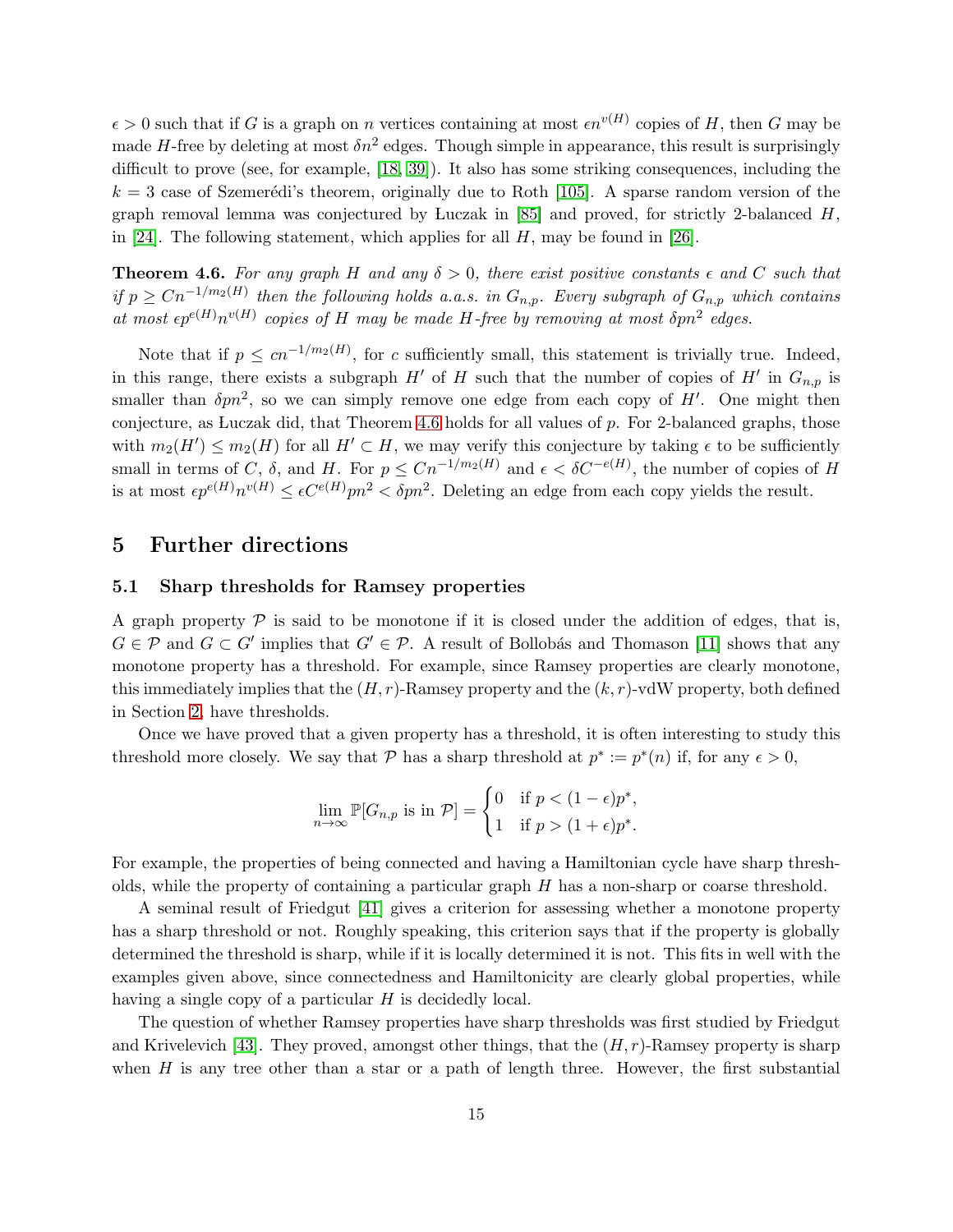$\epsilon > 0$ such that if $G$ is a graph on $n$ vertices containing at most $\epsilon n^{v(H)}$ copies of $H$, then $G$ may be made $H$-free by deleting at most $\delta n^2$ edges. Though simple in appearance, this result is surprisingly difficult to prove (see, for example, [18, 39]). It also has some striking consequences, including the $k = 3$ case of Szemerédi's theorem, originally due to Roth [105]. A sparse random version of the graph removal lemma was conjectured by Łuczak in [85] and proved, for strictly 2-balanced $H$, in [24]. The following statement, which applies for all $H$, may be found in [26].

**Theorem 4.6.** *For any graph $H$ and any $\delta > 0$, there exist positive constants $\epsilon$ and $C$ such that if $p \geq Cn^{-1/m_2(H)}$ then the following holds a.a.s. in $G_{n,p}$. Every subgraph of $G_{n,p}$ which contains at most $\epsilon p^{e(H)} n^{v(H)}$ copies of $H$ may be made $H$-free by removing at most $\delta pn^2$ edges.*

Note that if $p \leq cn^{-1/m_2(H)}$, for $c$ sufficiently small, this statement is trivially true. Indeed, in this range, there exists a subgraph $H'$ of $H$ such that the number of copies of $H'$ in $G_{n,p}$ is smaller than $\delta pn^2$, so we can simply remove one edge from each copy of $H'$. One might then conjecture, as Łuczak did, that Theorem 4.6 holds for all values of $p$. For 2-balanced graphs, those with $m_2(H') \leq m_2(H)$ for all $H' \subset H$, we may verify this conjecture by taking $\epsilon$ to be sufficiently small in terms of $C$, $\delta$, and $H$. For $p \leq Cn^{-1/m_2(H)}$ and $\epsilon < \delta C^{-e(H)}$, the number of copies of $H$ is at most $\epsilon p^{e(H)} n^{v(H)} \leq \epsilon C^{e(H)} pn^2 < \delta pn^2$. Deleting an edge from each copy yields the result.

# 5 Further directions

## 5.1 Sharp thresholds for Ramsey properties

A graph property $\mathcal{P}$ is said to be monotone if it is closed under the addition of edges, that is, $G \in \mathcal{P}$ and $G \subset G'$ implies that $G' \in \mathcal{P}$. A result of Bollobás and Thomason [11] shows that any monotone property has a threshold. For example, since Ramsey properties are clearly monotone, this immediately implies that the $(H, r)$-Ramsey property and the $(k, r)$-vdW property, both defined in Section 2, have thresholds.

Once we have proved that a given property has a threshold, it is often interesting to study this threshold more closely. We say that $\mathcal{P}$ has a sharp threshold at $p^* := p^*(n)$ if, for any $\epsilon > 0$,

$$\lim_{n\to\infty} \mathbb{P}[G_{n,p} \text{ is in } \mathcal{P}] = \begin{cases} 0 & \text{if } p < (1-\epsilon)p^*, \\ 1 & \text{if } p > (1+\epsilon)p^*. \end{cases}$$

For example, the properties of being connected and having a Hamiltonian cycle have sharp thresholds, while the property of containing a particular graph $H$ has a non-sharp or coarse threshold.

A seminal result of Friedgut [41] gives a criterion for assessing whether a monotone property has a sharp threshold or not. Roughly speaking, this criterion says that if the property is globally determined the threshold is sharp, while if it is locally determined it is not. This fits in well with the examples given above, since connectedness and Hamiltonicity are clearly global properties, while having a single copy of a particular $H$ is decidedly local.

The question of whether Ramsey properties have sharp thresholds was first studied by Friedgut and Krivelevich [43]. They proved, amongst other things, that the $(H, r)$-Ramsey property is sharp when $H$ is any tree other than a star or a path of length three. However, the first substantial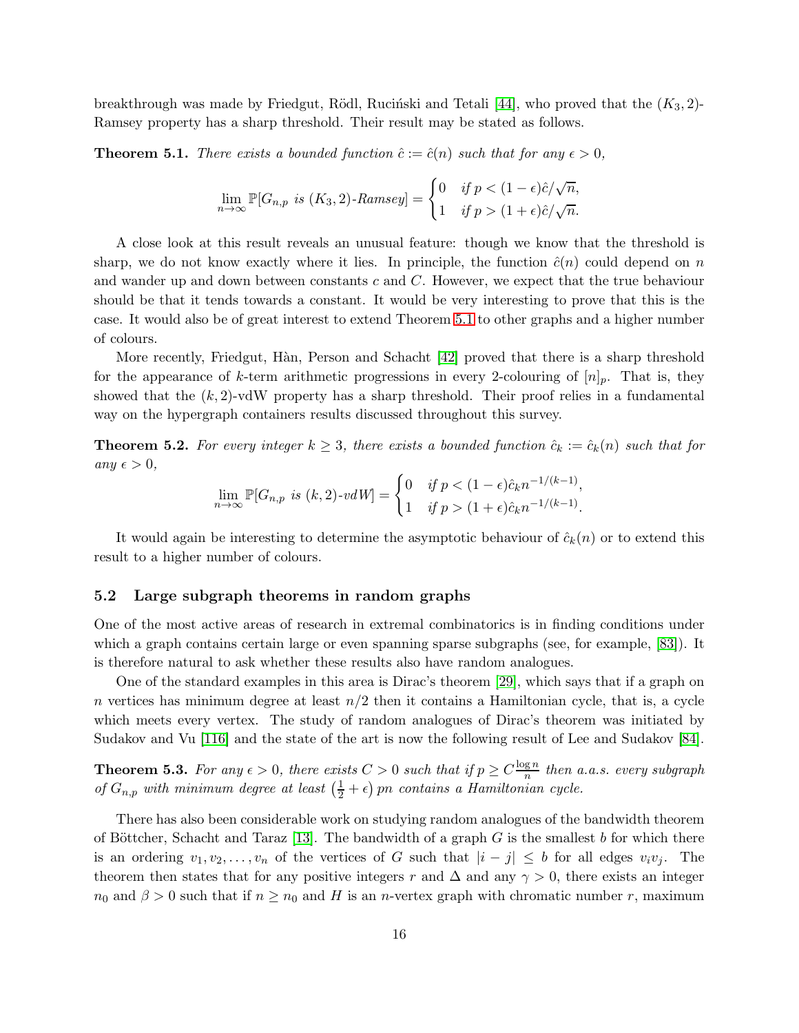breakthrough was made by Friedgut, Rödl, Ruciński and Tetali [44], who proved that the $(K_3, 2)$-Ramsey property has a sharp threshold. Their result may be stated as follows.

**Theorem 5.1.** *There exists a bounded function $\hat{c} := \hat{c}(n)$ such that for any $\epsilon > 0$,*

$$\lim_{n\to\infty} \mathbb{P}[G_{n,p} \text{ is } (K_3, 2)\text{-Ramsey}] = \begin{cases} 0 & \text{if } p < (1-\epsilon)\hat{c}/\sqrt{n}, \\ 1 & \text{if } p > (1+\epsilon)\hat{c}/\sqrt{n}. \end{cases}$$

A close look at this result reveals an unusual feature: though we know that the threshold is sharp, we do not know exactly where it lies. In principle, the function $\hat{c}(n)$ could depend on $n$ and wander up and down between constants $c$ and $C$. However, we expect that the true behaviour should be that it tends towards a constant. It would be very interesting to prove that this is the case. It would also be of great interest to extend Theorem 5.1 to other graphs and a higher number of colours.

More recently, Friedgut, Hàn, Person and Schacht [42] proved that there is a sharp threshold for the appearance of $k$-term arithmetic progressions in every 2-colouring of $[n]_p$. That is, they showed that the $(k, 2)$-vdW property has a sharp threshold. Their proof relies in a fundamental way on the hypergraph containers results discussed throughout this survey.

**Theorem 5.2.** *For every integer $k \geq 3$, there exists a bounded function $\hat{c}_k := \hat{c}_k(n)$ such that for any $\epsilon > 0$,*

$$\lim_{n\to\infty} \mathbb{P}[G_{n,p} \text{ is } (k, 2)\text{-vdW}] = \begin{cases} 0 & \text{if } p < (1-\epsilon)\hat{c}_k n^{-1/(k-1)}, \\ 1 & \text{if } p > (1+\epsilon)\hat{c}_k n^{-1/(k-1)}. \end{cases}$$

It would again be interesting to determine the asymptotic behaviour of $\hat{c}_k(n)$ or to extend this result to a higher number of colours.

### 5.2 Large subgraph theorems in random graphs

One of the most active areas of research in extremal combinatorics is in finding conditions under which a graph contains certain large or even spanning sparse subgraphs (see, for example, [83]). It is therefore natural to ask whether these results also have random analogues.

One of the standard examples in this area is Dirac's theorem [29], which says that if a graph on $n$ vertices has minimum degree at least $n/2$ then it contains a Hamiltonian cycle, that is, a cycle which meets every vertex. The study of random analogues of Dirac's theorem was initiated by Sudakov and Vu [116] and the state of the art is now the following result of Lee and Sudakov [84].

**Theorem 5.3.** *For any $\epsilon > 0$, there exists $C > 0$ such that if $p \geq C\frac{\log n}{n}$ then a.a.s. every subgraph of $G_{n,p}$ with minimum degree at least $\left(\frac{1}{2} + \epsilon\right) pn$ contains a Hamiltonian cycle.*

There has also been considerable work on studying random analogues of the bandwidth theorem of Böttcher, Schacht and Taraz [13]. The bandwidth of a graph $G$ is the smallest $b$ for which there is an ordering $v_1, v_2, \ldots, v_n$ of the vertices of $G$ such that $|i - j| \leq b$ for all edges $v_iv_j$. The theorem then states that for any positive integers $r$ and $\Delta$ and any $\gamma > 0$, there exists an integer $n_0$ and $\beta > 0$ such that if $n \geq n_0$ and $H$ is an $n$-vertex graph with chromatic number $r$, maximum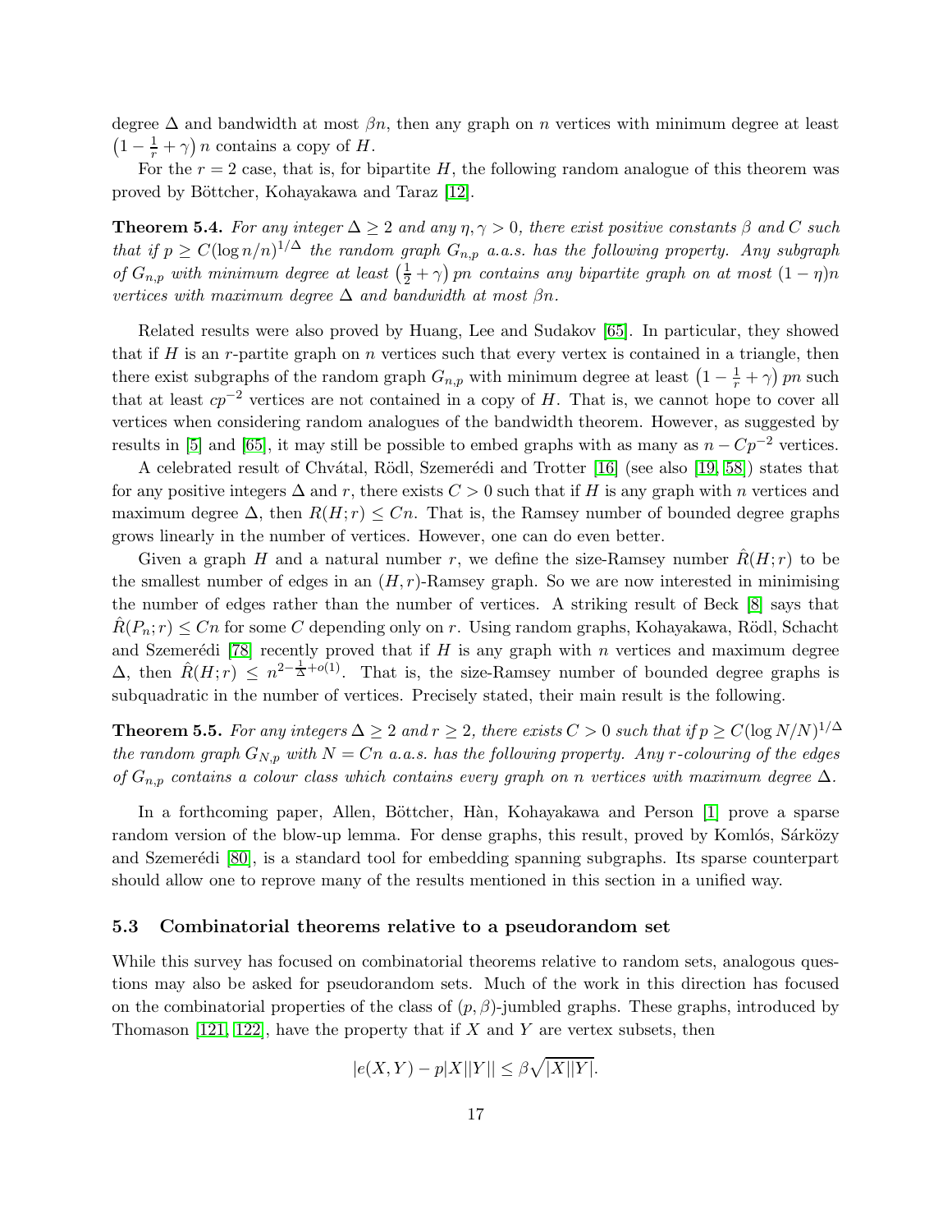degree $\Delta$ and bandwidth at most $\beta n$, then any graph on $n$ vertices with minimum degree at least $\left(1 - \frac{1}{r} + \gamma\right) n$ contains a copy of $H$.

For the $r = 2$ case, that is, for bipartite $H$, the following random analogue of this theorem was proved by Böttcher, Kohayakawa and Taraz [12].

**Theorem 5.4.** *For any integer $\Delta \geq 2$ and any $\eta, \gamma > 0$, there exist positive constants $\beta$ and $C$ such that if $p \geq C(\log n/n)^{1/\Delta}$ the random graph $G_{n,p}$ a.a.s. has the following property. Any subgraph of $G_{n,p}$ with minimum degree at least $\left(\frac{1}{2} + \gamma\right) pn$ contains any bipartite graph on at most $(1-\eta)n$ vertices with maximum degree $\Delta$ and bandwidth at most $\beta n$.*

Related results were also proved by Huang, Lee and Sudakov [65]. In particular, they showed that if $H$ is an $r$-partite graph on $n$ vertices such that every vertex is contained in a triangle, then there exist subgraphs of the random graph $G_{n,p}$ with minimum degree at least $\left(1 - \frac{1}{r} + \gamma\right) pn$ such that at least $cp^{-2}$ vertices are not contained in a copy of $H$. That is, we cannot hope to cover all vertices when considering random analogues of the bandwidth theorem. However, as suggested by results in [5] and [65], it may still be possible to embed graphs with as many as $n - Cp^{-2}$ vertices.

A celebrated result of Chvátal, Rödl, Szemerédi and Trotter [16] (see also [19, 58]) states that for any positive integers $\Delta$ and $r$, there exists $C > 0$ such that if $H$ is any graph with $n$ vertices and maximum degree $\Delta$, then $R(H; r) \leq Cn$. That is, the Ramsey number of bounded degree graphs grows linearly in the number of vertices. However, one can do even better.

Given a graph $H$ and a natural number $r$, we define the size-Ramsey number $\hat{R}(H; r)$ to be the smallest number of edges in an $(H, r)$-Ramsey graph. So we are now interested in minimising the number of edges rather than the number of vertices. A striking result of Beck [8] says that $\hat{R}(P_n; r) \leq Cn$ for some $C$ depending only on $r$. Using random graphs, Kohayakawa, Rödl, Schacht and Szemerédi [78] recently proved that if $H$ is any graph with $n$ vertices and maximum degree $\Delta$, then $\hat{R}(H; r) \leq n^{2 - \frac{1}{\Delta} + o(1)}$. That is, the size-Ramsey number of bounded degree graphs is subquadratic in the number of vertices. Precisely stated, their main result is the following.

**Theorem 5.5.** *For any integers $\Delta \geq 2$ and $r \geq 2$, there exists $C > 0$ such that if $p \geq C(\log N/N)^{1/\Delta}$ the random graph $G_{N,p}$ with $N = Cn$ a.a.s. has the following property. Any $r$-colouring of the edges of $G_{n,p}$ contains a colour class which contains every graph on $n$ vertices with maximum degree $\Delta$.*

In a forthcoming paper, Allen, Böttcher, Hàn, Kohayakawa and Person [1] prove a sparse random version of the blow-up lemma. For dense graphs, this result, proved by Komlós, Sárközy and Szemerédi [80], is a standard tool for embedding spanning subgraphs. Its sparse counterpart should allow one to reprove many of the results mentioned in this section in a unified way.

### 5.3 Combinatorial theorems relative to a pseudorandom set

While this survey has focused on combinatorial theorems relative to random sets, analogous questions may also be asked for pseudorandom sets. Much of the work in this direction has focused on the combinatorial properties of the class of $(p, \beta)$-jumbled graphs. These graphs, introduced by Thomason [121, 122], have the property that if $X$ and $Y$ are vertex subsets, then

$$|e(X, Y) - p|X||Y|| \leq \beta\sqrt{|X||Y|}.$$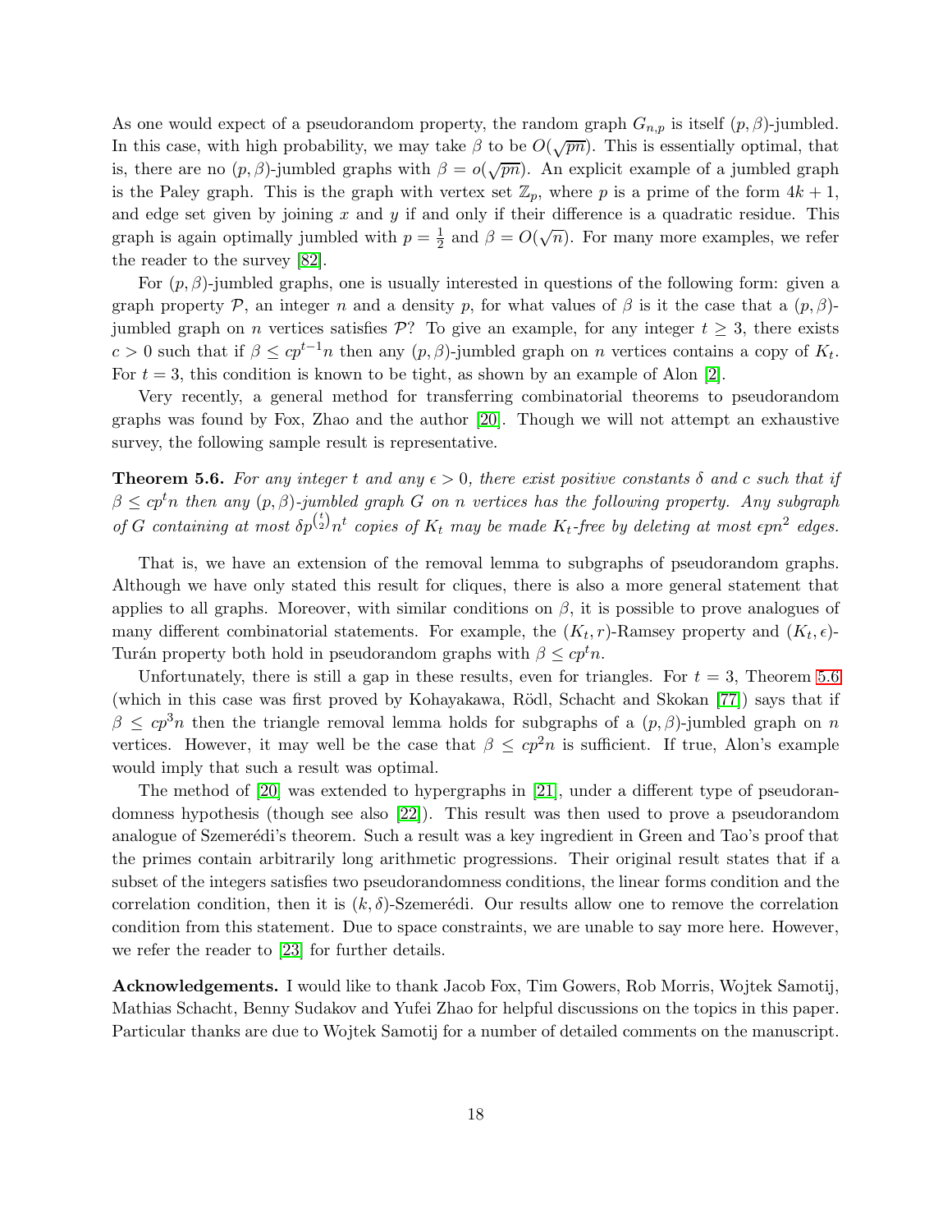As one would expect of a pseudorandom property, the random graph $G_{n,p}$ is itself $(p, \beta)$-jumbled. In this case, with high probability, we may take $\beta$ to be $O(\sqrt{pn})$. This is essentially optimal, that is, there are no $(p, \beta)$-jumbled graphs with $\beta = o(\sqrt{pn})$. An explicit example of a jumbled graph is the Paley graph. This is the graph with vertex set $\mathbb{Z}_p$, where $p$ is a prime of the form $4k + 1$, and edge set given by joining $x$ and $y$ if and only if their difference is a quadratic residue. This graph is again optimally jumbled with $p = \frac{1}{2}$ and $\beta = O(\sqrt{n})$. For many more examples, we refer the reader to the survey [82].

For $(p, \beta)$-jumbled graphs, one is usually interested in questions of the following form: given a graph property $\mathcal{P}$, an integer $n$ and a density $p$, for what values of $\beta$ is it the case that a $(p, \beta)$-jumbled graph on $n$ vertices satisfies $\mathcal{P}$? To give an example, for any integer $t \geq 3$, there exists $c > 0$ such that if $\beta \leq cp^{t-1}n$ then any $(p, \beta)$-jumbled graph on $n$ vertices contains a copy of $K_t$. For $t = 3$, this condition is known to be tight, as shown by an example of Alon [2].

Very recently, a general method for transferring combinatorial theorems to pseudorandom graphs was found by Fox, Zhao and the author [20]. Though we will not attempt an exhaustive survey, the following sample result is representative.

**Theorem 5.6.** *For any integer $t$ and any $\epsilon > 0$, there exist positive constants $\delta$ and $c$ such that if $\beta \leq cp^t n$ then any $(p, \beta)$-jumbled graph $G$ on $n$ vertices has the following property. Any subgraph of $G$ containing at most $\delta p^{\binom{t}{2}} n^t$ copies of $K_t$ may be made $K_t$-free by deleting at most $\epsilon pn^2$ edges.*

That is, we have an extension of the removal lemma to subgraphs of pseudorandom graphs. Although we have only stated this result for cliques, there is also a more general statement that applies to all graphs. Moreover, with similar conditions on $\beta$, it is possible to prove analogues of many different combinatorial statements. For example, the $(K_t, r)$-Ramsey property and $(K_t, \epsilon)$-Turán property both hold in pseudorandom graphs with $\beta \leq cp^t n$.

Unfortunately, there is still a gap in these results, even for triangles. For $t = 3$, Theorem 5.6 (which in this case was first proved by Kohayakawa, Rödl, Schacht and Skokan [77]) says that if $\beta \leq cp^3 n$ then the triangle removal lemma holds for subgraphs of a $(p, \beta)$-jumbled graph on $n$ vertices. However, it may well be the case that $\beta \leq cp^2 n$ is sufficient. If true, Alon's example would imply that such a result was optimal.

The method of [20] was extended to hypergraphs in [21], under a different type of pseudorandomness hypothesis (though see also [22]). This result was then used to prove a pseudorandom analogue of Szemerédi's theorem. Such a result was a key ingredient in Green and Tao's proof that the primes contain arbitrarily long arithmetic progressions. Their original result states that if a subset of the integers satisfies two pseudorandomness conditions, the linear forms condition and the correlation condition, then it is $(k, \delta)$-Szemerédi. Our results allow one to remove the correlation condition from this statement. Due to space constraints, we are unable to say more here. However, we refer the reader to [23] for further details.

**Acknowledgements.** I would like to thank Jacob Fox, Tim Gowers, Rob Morris, Wojtek Samotij, Mathias Schacht, Benny Sudakov and Yufei Zhao for helpful discussions on the topics in this paper. Particular thanks are due to Wojtek Samotij for a number of detailed comments on the manuscript.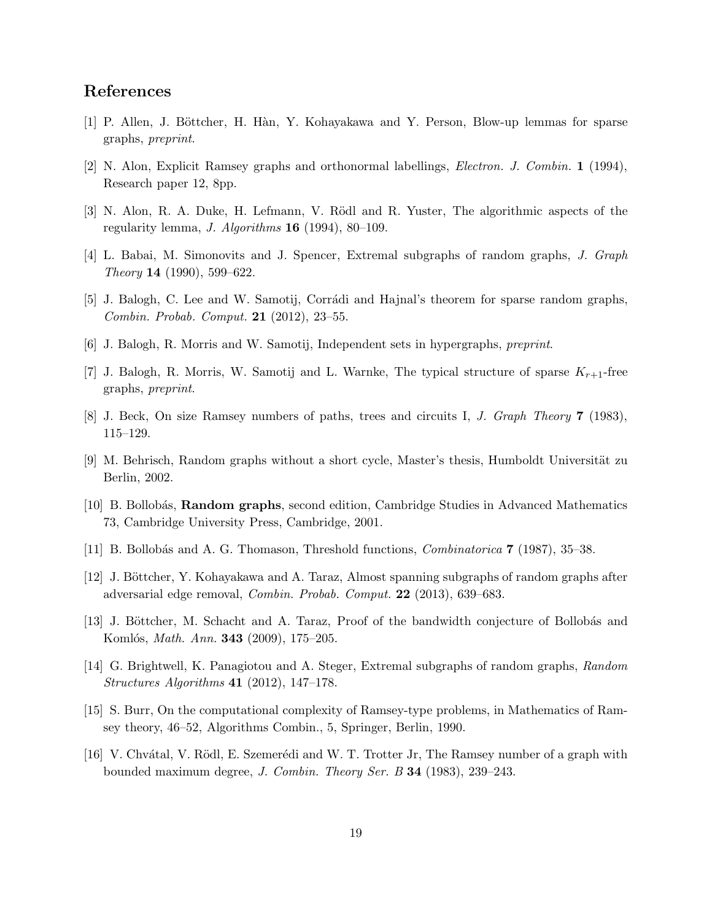## References

[1] P. Allen, J. Böttcher, H. Hàn, Y. Kohayakawa and Y. Person, Blow-up lemmas for sparse graphs, *preprint*.

[2] N. Alon, Explicit Ramsey graphs and orthonormal labellings, *Electron. J. Combin.* **1** (1994), Research paper 12, 8pp.

[3] N. Alon, R. A. Duke, H. Lefmann, V. Rödl and R. Yuster, The algorithmic aspects of the regularity lemma, *J. Algorithms* **16** (1994), 80–109.

[4] L. Babai, M. Simonovits and J. Spencer, Extremal subgraphs of random graphs, *J. Graph Theory* **14** (1990), 599–622.

[5] J. Balogh, C. Lee and W. Samotij, Corrádi and Hajnal's theorem for sparse random graphs, *Combin. Probab. Comput.* **21** (2012), 23–55.

[6] J. Balogh, R. Morris and W. Samotij, Independent sets in hypergraphs, *preprint*.

[7] J. Balogh, R. Morris, W. Samotij and L. Warnke, The typical structure of sparse $K_{r+1}$-free graphs, *preprint*.

[8] J. Beck, On size Ramsey numbers of paths, trees and circuits I, *J. Graph Theory* **7** (1983), 115–129.

[9] M. Behrisch, Random graphs without a short cycle, Master's thesis, Humboldt Universität zu Berlin, 2002.

[10] B. Bollobás, **Random graphs**, second edition, Cambridge Studies in Advanced Mathematics 73, Cambridge University Press, Cambridge, 2001.

[11] B. Bollobás and A. G. Thomason, Threshold functions, *Combinatorica* **7** (1987), 35–38.

[12] J. Böttcher, Y. Kohayakawa and A. Taraz, Almost spanning subgraphs of random graphs after adversarial edge removal, *Combin. Probab. Comput.* **22** (2013), 639–683.

[13] J. Böttcher, M. Schacht and A. Taraz, Proof of the bandwidth conjecture of Bollobás and Komlós, *Math. Ann.* **343** (2009), 175–205.

[14] G. Brightwell, K. Panagiotou and A. Steger, Extremal subgraphs of random graphs, *Random Structures Algorithms* **41** (2012), 147–178.

[15] S. Burr, On the computational complexity of Ramsey-type problems, in Mathematics of Ramsey theory, 46–52, Algorithms Combin., 5, Springer, Berlin, 1990.

[16] V. Chvátal, V. Rödl, E. Szemerédi and W. T. Trotter Jr, The Ramsey number of a graph with bounded maximum degree, *J. Combin. Theory Ser. B* **34** (1983), 239–243.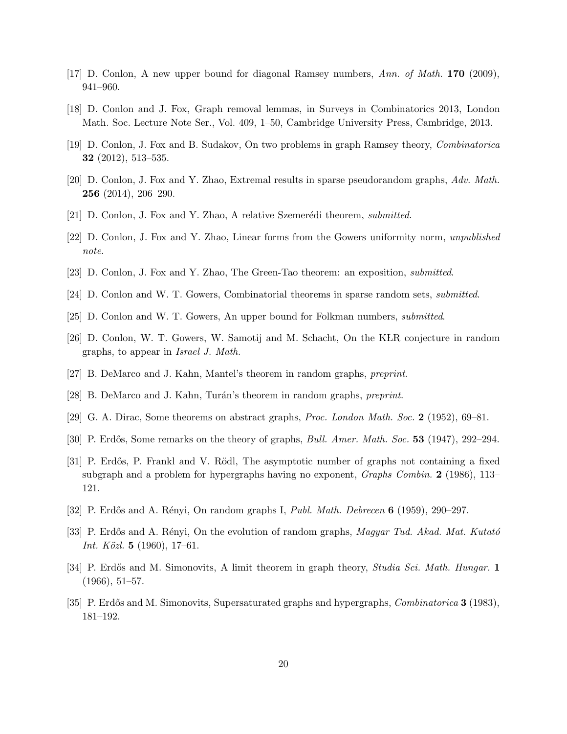[17] D. Conlon, A new upper bound for diagonal Ramsey numbers, *Ann. of Math.* **170** (2009), 941–960.

[18] D. Conlon and J. Fox, Graph removal lemmas, in Surveys in Combinatorics 2013, London Math. Soc. Lecture Note Ser., Vol. 409, 1–50, Cambridge University Press, Cambridge, 2013.

[19] D. Conlon, J. Fox and B. Sudakov, On two problems in graph Ramsey theory, *Combinatorica* **32** (2012), 513–535.

[20] D. Conlon, J. Fox and Y. Zhao, Extremal results in sparse pseudorandom graphs, *Adv. Math.* **256** (2014), 206–290.

[21] D. Conlon, J. Fox and Y. Zhao, A relative Szemerédi theorem, *submitted*.

[22] D. Conlon, J. Fox and Y. Zhao, Linear forms from the Gowers uniformity norm, *unpublished note*.

[23] D. Conlon, J. Fox and Y. Zhao, The Green-Tao theorem: an exposition, *submitted*.

[24] D. Conlon and W. T. Gowers, Combinatorial theorems in sparse random sets, *submitted*.

[25] D. Conlon and W. T. Gowers, An upper bound for Folkman numbers, *submitted*.

[26] D. Conlon, W. T. Gowers, W. Samotij and M. Schacht, On the KLR conjecture in random graphs, to appear in *Israel J. Math.*

[27] B. DeMarco and J. Kahn, Mantel's theorem in random graphs, *preprint*.

[28] B. DeMarco and J. Kahn, Turán's theorem in random graphs, *preprint*.

[29] G. A. Dirac, Some theorems on abstract graphs, *Proc. London Math. Soc.* **2** (1952), 69–81.

[30] P. Erdős, Some remarks on the theory of graphs, *Bull. Amer. Math. Soc.* **53** (1947), 292–294.

[31] P. Erdős, P. Frankl and V. Rödl, The asymptotic number of graphs not containing a fixed subgraph and a problem for hypergraphs having no exponent, *Graphs Combin.* **2** (1986), 113–121.

[32] P. Erdős and A. Rényi, On random graphs I, *Publ. Math. Debrecen* **6** (1959), 290–297.

[33] P. Erdős and A. Rényi, On the evolution of random graphs, *Magyar Tud. Akad. Mat. Kutató Int. Közl.* **5** (1960), 17–61.

[34] P. Erdős and M. Simonovits, A limit theorem in graph theory, *Studia Sci. Math. Hungar.* **1** (1966), 51–57.

[35] P. Erdős and M. Simonovits, Supersaturated graphs and hypergraphs, *Combinatorica* **3** (1983), 181–192.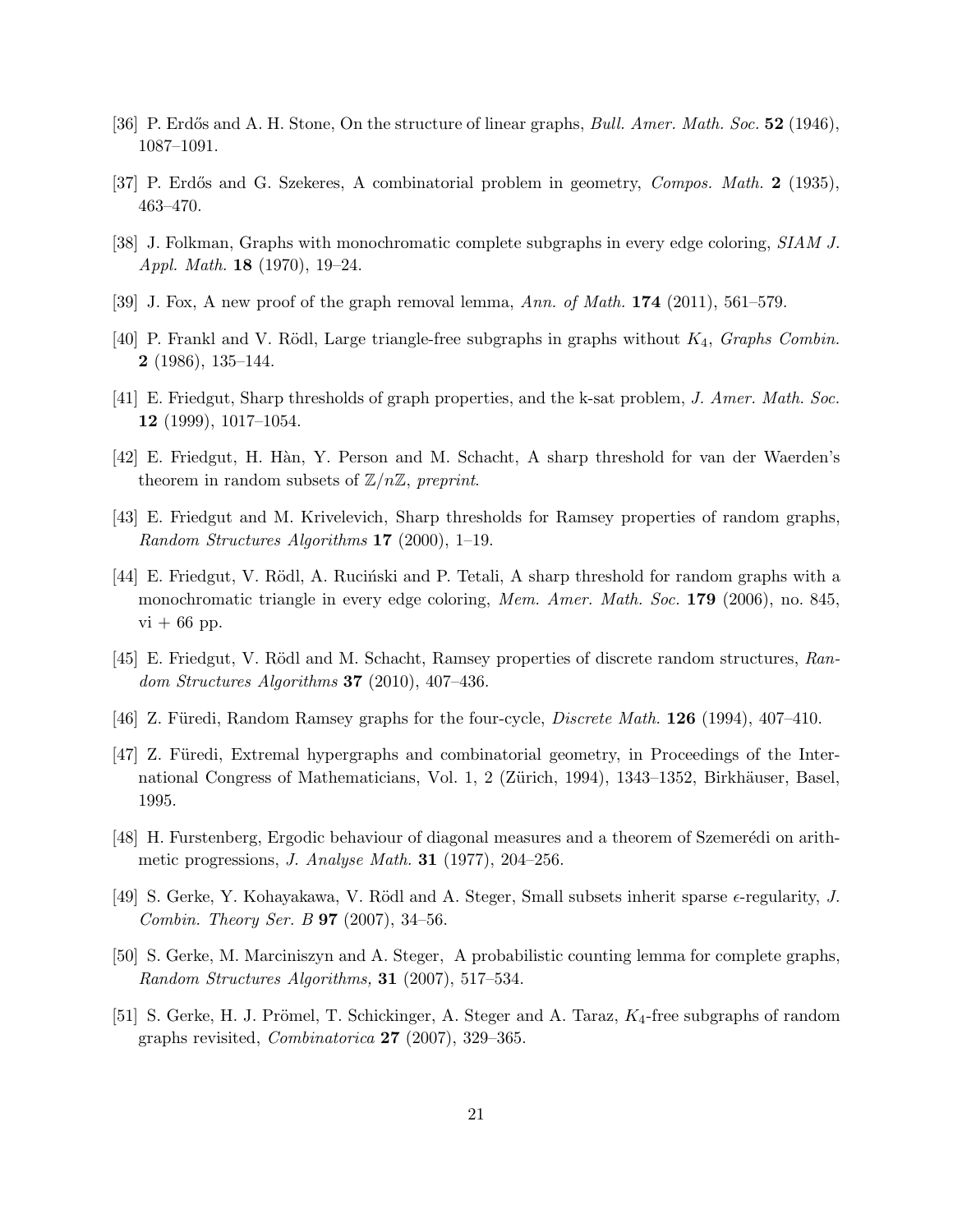[36] P. Erdős and A. H. Stone, On the structure of linear graphs, *Bull. Amer. Math. Soc.* **52** (1946), 1087–1091.

[37] P. Erdős and G. Szekeres, A combinatorial problem in geometry, *Compos. Math.* **2** (1935), 463–470.

[38] J. Folkman, Graphs with monochromatic complete subgraphs in every edge coloring, *SIAM J. Appl. Math.* **18** (1970), 19–24.

[39] J. Fox, A new proof of the graph removal lemma, *Ann. of Math.* **174** (2011), 561–579.

[40] P. Frankl and V. Rödl, Large triangle-free subgraphs in graphs without $K_4$, *Graphs Combin.* **2** (1986), 135–144.

[41] E. Friedgut, Sharp thresholds of graph properties, and the k-sat problem, *J. Amer. Math. Soc.* **12** (1999), 1017–1054.

[42] E. Friedgut, H. Hàn, Y. Person and M. Schacht, A sharp threshold for van der Waerden's theorem in random subsets of $\mathbb{Z}/n\mathbb{Z}$, *preprint*.

[43] E. Friedgut and M. Krivelevich, Sharp thresholds for Ramsey properties of random graphs, *Random Structures Algorithms* **17** (2000), 1–19.

[44] E. Friedgut, V. Rödl, A. Ruciński and P. Tetali, A sharp threshold for random graphs with a monochromatic triangle in every edge coloring, *Mem. Amer. Math. Soc.* **179** (2006), no. 845, vi + 66 pp.

[45] E. Friedgut, V. Rödl and M. Schacht, Ramsey properties of discrete random structures, *Random Structures Algorithms* **37** (2010), 407–436.

[46] Z. Füredi, Random Ramsey graphs for the four-cycle, *Discrete Math.* **126** (1994), 407–410.

[47] Z. Füredi, Extremal hypergraphs and combinatorial geometry, in Proceedings of the International Congress of Mathematicians, Vol. 1, 2 (Zürich, 1994), 1343–1352, Birkhäuser, Basel, 1995.

[48] H. Furstenberg, Ergodic behaviour of diagonal measures and a theorem of Szemerédi on arithmetic progressions, *J. Analyse Math.* **31** (1977), 204–256.

[49] S. Gerke, Y. Kohayakawa, V. Rödl and A. Steger, Small subsets inherit sparse $\epsilon$-regularity, *J. Combin. Theory Ser. B* **97** (2007), 34–56.

[50] S. Gerke, M. Marciniszyn and A. Steger, A probabilistic counting lemma for complete graphs, *Random Structures Algorithms,* **31** (2007), 517–534.

[51] S. Gerke, H. J. Prömel, T. Schickinger, A. Steger and A. Taraz, $K_4$-free subgraphs of random graphs revisited, *Combinatorica* **27** (2007), 329–365.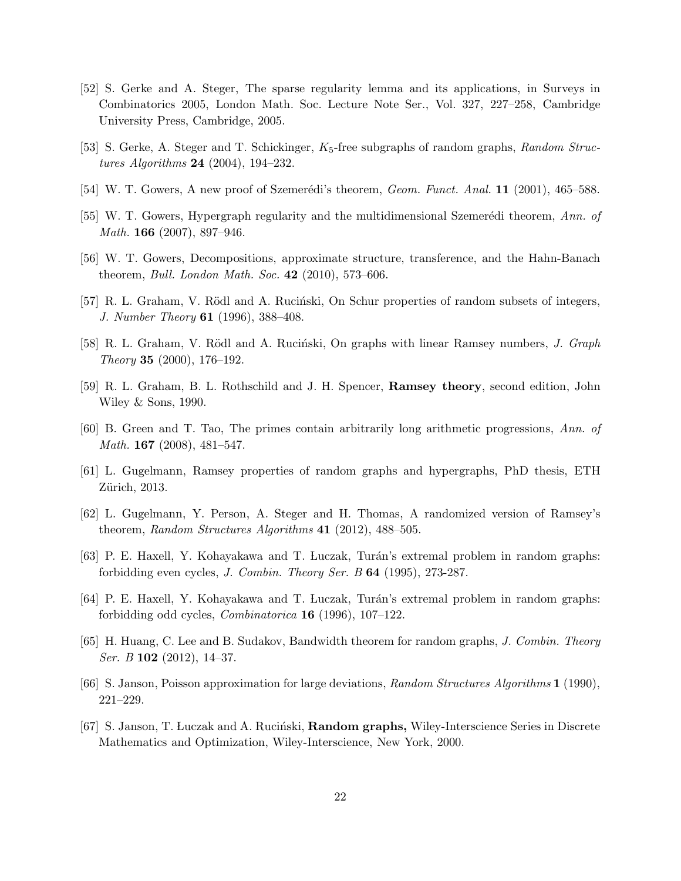[52] S. Gerke and A. Steger, The sparse regularity lemma and its applications, in Surveys in Combinatorics 2005, London Math. Soc. Lecture Note Ser., Vol. 327, 227–258, Cambridge University Press, Cambridge, 2005.

[53] S. Gerke, A. Steger and T. Schickinger, $K_5$-free subgraphs of random graphs, *Random Structures Algorithms* **24** (2004), 194–232.

[54] W. T. Gowers, A new proof of Szemerédi's theorem, *Geom. Funct. Anal.* **11** (2001), 465–588.

[55] W. T. Gowers, Hypergraph regularity and the multidimensional Szemerédi theorem, *Ann. of Math.* **166** (2007), 897–946.

[56] W. T. Gowers, Decompositions, approximate structure, transference, and the Hahn-Banach theorem, *Bull. London Math. Soc.* **42** (2010), 573–606.

[57] R. L. Graham, V. Rödl and A. Ruciński, On Schur properties of random subsets of integers, *J. Number Theory* **61** (1996), 388–408.

[58] R. L. Graham, V. Rödl and A. Ruciński, On graphs with linear Ramsey numbers, *J. Graph Theory* **35** (2000), 176–192.

[59] R. L. Graham, B. L. Rothschild and J. H. Spencer, **Ramsey theory**, second edition, John Wiley & Sons, 1990.

[60] B. Green and T. Tao, The primes contain arbitrarily long arithmetic progressions, *Ann. of Math.* **167** (2008), 481–547.

[61] L. Gugelmann, Ramsey properties of random graphs and hypergraphs, PhD thesis, ETH Zürich, 2013.

[62] L. Gugelmann, Y. Person, A. Steger and H. Thomas, A randomized version of Ramsey's theorem, *Random Structures Algorithms* **41** (2012), 488–505.

[63] P. E. Haxell, Y. Kohayakawa and T. Łuczak, Turán's extremal problem in random graphs: forbidding even cycles, *J. Combin. Theory Ser. B* **64** (1995), 273-287.

[64] P. E. Haxell, Y. Kohayakawa and T. Łuczak, Turán's extremal problem in random graphs: forbidding odd cycles, *Combinatorica* **16** (1996), 107–122.

[65] H. Huang, C. Lee and B. Sudakov, Bandwidth theorem for random graphs, *J. Combin. Theory Ser. B* **102** (2012), 14–37.

[66] S. Janson, Poisson approximation for large deviations, *Random Structures Algorithms* **1** (1990), 221–229.

[67] S. Janson, T. Łuczak and A. Ruciński, **Random graphs,** Wiley-Interscience Series in Discrete Mathematics and Optimization, Wiley-Interscience, New York, 2000.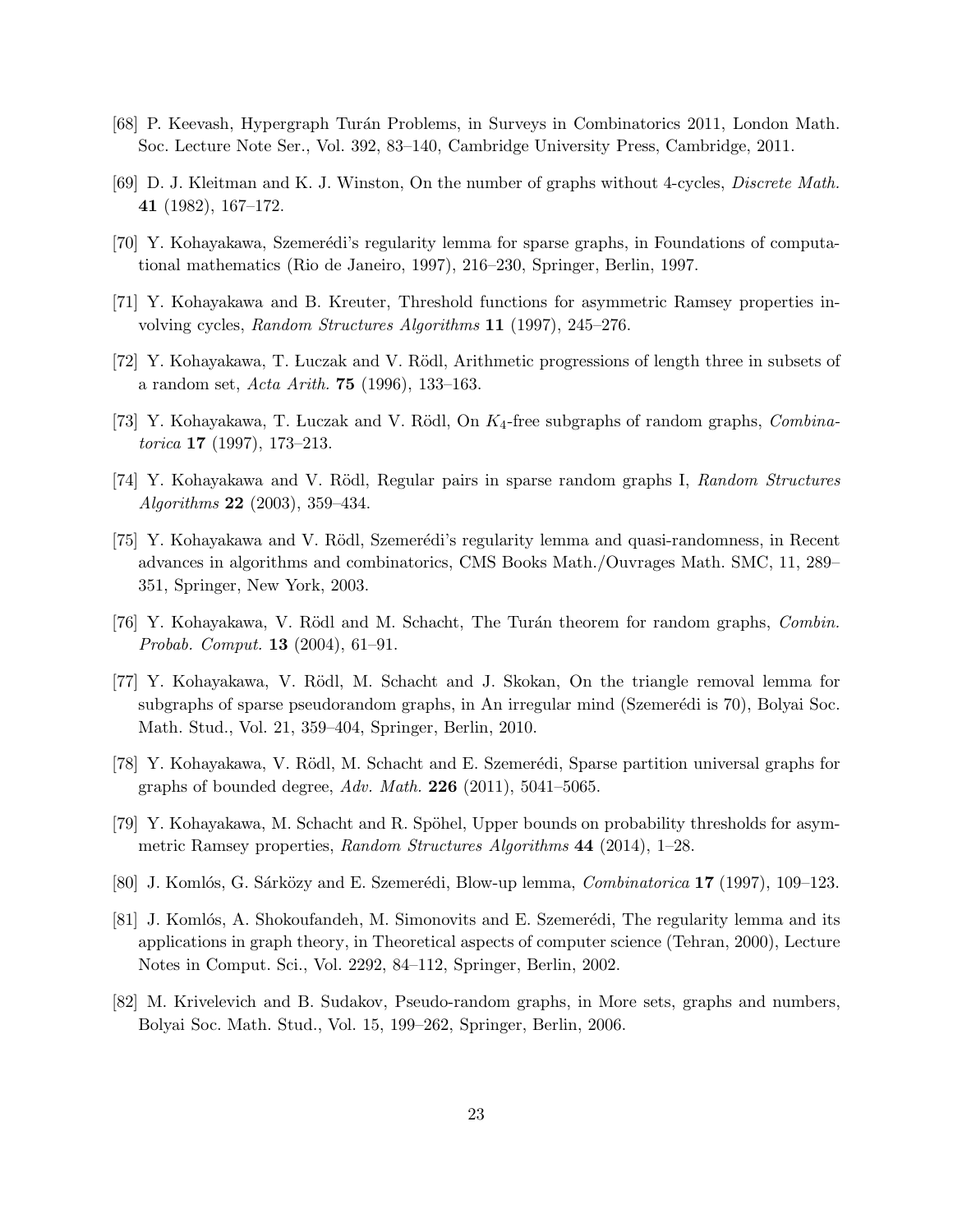[68] P. Keevash, Hypergraph Turán Problems, in Surveys in Combinatorics 2011, London Math. Soc. Lecture Note Ser., Vol. 392, 83–140, Cambridge University Press, Cambridge, 2011.

[69] D. J. Kleitman and K. J. Winston, On the number of graphs without 4-cycles, *Discrete Math.* **41** (1982), 167–172.

[70] Y. Kohayakawa, Szemerédi's regularity lemma for sparse graphs, in Foundations of computational mathematics (Rio de Janeiro, 1997), 216–230, Springer, Berlin, 1997.

[71] Y. Kohayakawa and B. Kreuter, Threshold functions for asymmetric Ramsey properties involving cycles, *Random Structures Algorithms* **11** (1997), 245–276.

[72] Y. Kohayakawa, T. Łuczak and V. Rödl, Arithmetic progressions of length three in subsets of a random set, *Acta Arith.* **75** (1996), 133–163.

[73] Y. Kohayakawa, T. Łuczak and V. Rödl, On $K_4$-free subgraphs of random graphs, *Combinatorica* **17** (1997), 173–213.

[74] Y. Kohayakawa and V. Rödl, Regular pairs in sparse random graphs I, *Random Structures Algorithms* **22** (2003), 359–434.

[75] Y. Kohayakawa and V. Rödl, Szemerédi's regularity lemma and quasi-randomness, in Recent advances in algorithms and combinatorics, CMS Books Math./Ouvrages Math. SMC, 11, 289–351, Springer, New York, 2003.

[76] Y. Kohayakawa, V. Rödl and M. Schacht, The Turán theorem for random graphs, *Combin. Probab. Comput.* **13** (2004), 61–91.

[77] Y. Kohayakawa, V. Rödl, M. Schacht and J. Skokan, On the triangle removal lemma for subgraphs of sparse pseudorandom graphs, in An irregular mind (Szemerédi is 70), Bolyai Soc. Math. Stud., Vol. 21, 359–404, Springer, Berlin, 2010.

[78] Y. Kohayakawa, V. Rödl, M. Schacht and E. Szemerédi, Sparse partition universal graphs for graphs of bounded degree, *Adv. Math.* **226** (2011), 5041–5065.

[79] Y. Kohayakawa, M. Schacht and R. Spöhel, Upper bounds on probability thresholds for asymmetric Ramsey properties, *Random Structures Algorithms* **44** (2014), 1–28.

[80] J. Komlós, G. Sárközy and E. Szemerédi, Blow-up lemma, *Combinatorica* **17** (1997), 109–123.

[81] J. Komlós, A. Shokoufandeh, M. Simonovits and E. Szemerédi, The regularity lemma and its applications in graph theory, in Theoretical aspects of computer science (Tehran, 2000), Lecture Notes in Comput. Sci., Vol. 2292, 84–112, Springer, Berlin, 2002.

[82] M. Krivelevich and B. Sudakov, Pseudo-random graphs, in More sets, graphs and numbers, Bolyai Soc. Math. Stud., Vol. 15, 199–262, Springer, Berlin, 2006.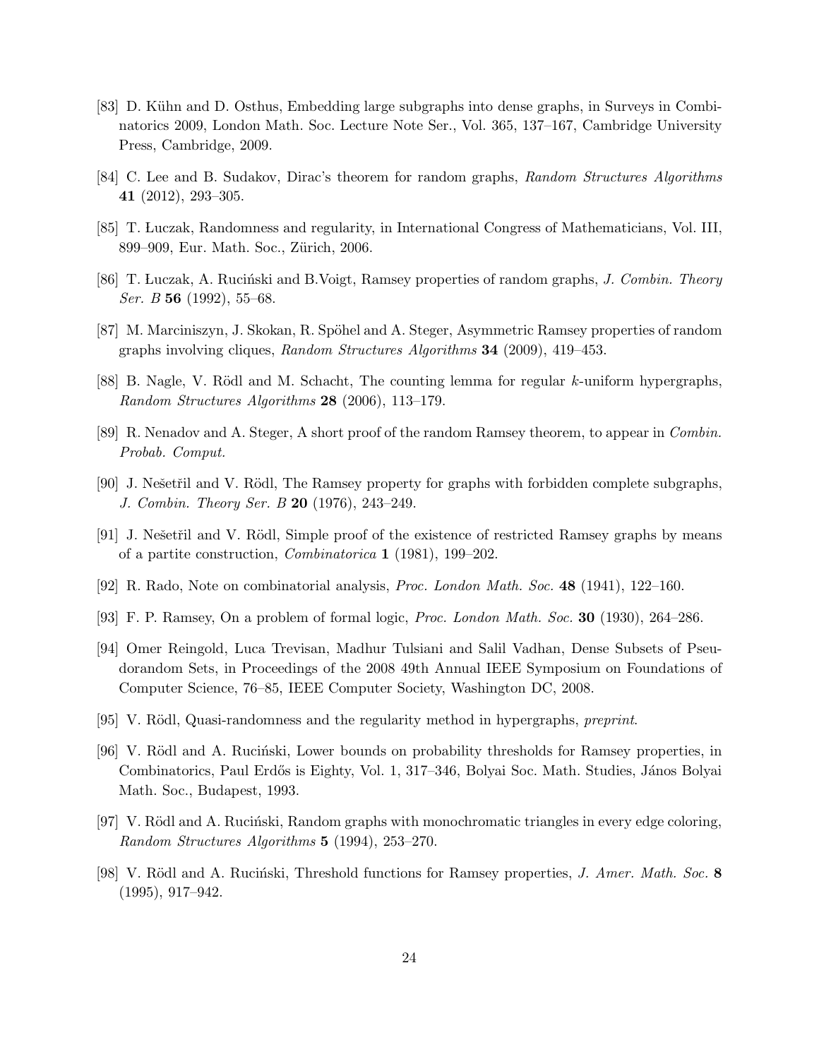[83] D. Kühn and D. Osthus, Embedding large subgraphs into dense graphs, in Surveys in Combinatorics 2009, London Math. Soc. Lecture Note Ser., Vol. 365, 137–167, Cambridge University Press, Cambridge, 2009.

[84] C. Lee and B. Sudakov, Dirac's theorem for random graphs, *Random Structures Algorithms* **41** (2012), 293–305.

[85] T. Łuczak, Randomness and regularity, in International Congress of Mathematicians, Vol. III, 899–909, Eur. Math. Soc., Zürich, 2006.

[86] T. Łuczak, A. Ruciński and B.Voigt, Ramsey properties of random graphs, *J. Combin. Theory Ser. B* **56** (1992), 55–68.

[87] M. Marciniszyn, J. Skokan, R. Spöhel and A. Steger, Asymmetric Ramsey properties of random graphs involving cliques, *Random Structures Algorithms* **34** (2009), 419–453.

[88] B. Nagle, V. Rödl and M. Schacht, The counting lemma for regular $k$-uniform hypergraphs, *Random Structures Algorithms* **28** (2006), 113–179.

[89] R. Nenadov and A. Steger, A short proof of the random Ramsey theorem, to appear in *Combin. Probab. Comput.*

[90] J. Nešetřil and V. Rödl, The Ramsey property for graphs with forbidden complete subgraphs, *J. Combin. Theory Ser. B* **20** (1976), 243–249.

[91] J. Nešetřil and V. Rödl, Simple proof of the existence of restricted Ramsey graphs by means of a partite construction, *Combinatorica* **1** (1981), 199–202.

[92] R. Rado, Note on combinatorial analysis, *Proc. London Math. Soc.* **48** (1941), 122–160.

[93] F. P. Ramsey, On a problem of formal logic, *Proc. London Math. Soc.* **30** (1930), 264–286.

[94] Omer Reingold, Luca Trevisan, Madhur Tulsiani and Salil Vadhan, Dense Subsets of Pseudorandom Sets, in Proceedings of the 2008 49th Annual IEEE Symposium on Foundations of Computer Science, 76–85, IEEE Computer Society, Washington DC, 2008.

[95] V. Rödl, Quasi-randomness and the regularity method in hypergraphs, *preprint*.

[96] V. Rödl and A. Ruciński, Lower bounds on probability thresholds for Ramsey properties, in Combinatorics, Paul Erdős is Eighty, Vol. 1, 317–346, Bolyai Soc. Math. Studies, János Bolyai Math. Soc., Budapest, 1993.

[97] V. Rödl and A. Ruciński, Random graphs with monochromatic triangles in every edge coloring, *Random Structures Algorithms* **5** (1994), 253–270.

[98] V. Rödl and A. Ruciński, Threshold functions for Ramsey properties, *J. Amer. Math. Soc.* **8** (1995), 917–942.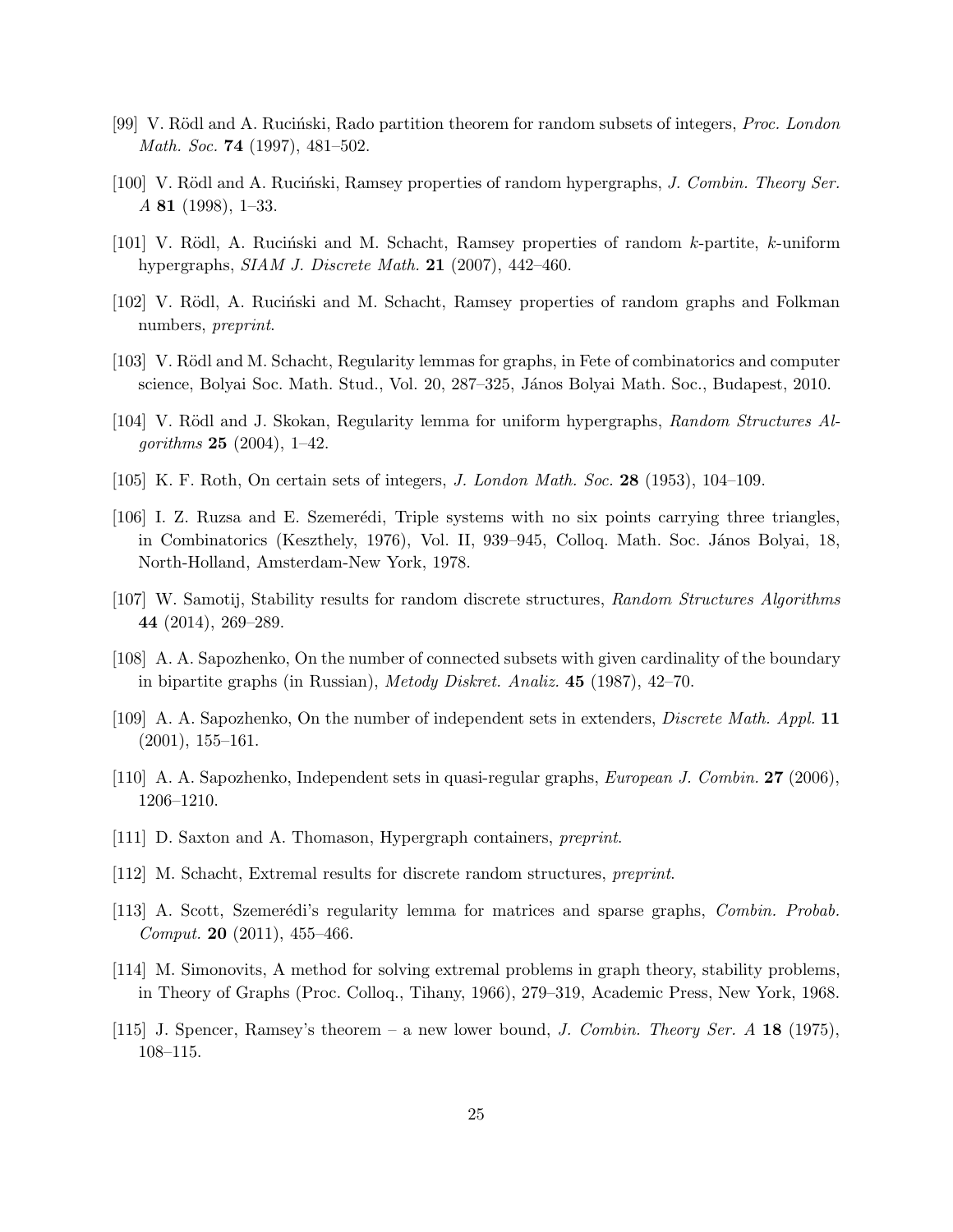[99] V. Rödl and A. Ruciński, Rado partition theorem for random subsets of integers, *Proc. London Math. Soc.* **74** (1997), 481–502.

[100] V. Rödl and A. Ruciński, Ramsey properties of random hypergraphs, *J. Combin. Theory Ser. A* **81** (1998), 1–33.

[101] V. Rödl, A. Ruciński and M. Schacht, Ramsey properties of random $k$-partite, $k$-uniform hypergraphs, *SIAM J. Discrete Math.* **21** (2007), 442–460.

[102] V. Rödl, A. Ruciński and M. Schacht, Ramsey properties of random graphs and Folkman numbers, *preprint*.

[103] V. Rödl and M. Schacht, Regularity lemmas for graphs, in Fete of combinatorics and computer science, Bolyai Soc. Math. Stud., Vol. 20, 287–325, János Bolyai Math. Soc., Budapest, 2010.

[104] V. Rödl and J. Skokan, Regularity lemma for uniform hypergraphs, *Random Structures Algorithms* **25** (2004), 1–42.

[105] K. F. Roth, On certain sets of integers, *J. London Math. Soc.* **28** (1953), 104–109.

[106] I. Z. Ruzsa and E. Szemerédi, Triple systems with no six points carrying three triangles, in Combinatorics (Keszthely, 1976), Vol. II, 939–945, Colloq. Math. Soc. János Bolyai, 18, North-Holland, Amsterdam-New York, 1978.

[107] W. Samotij, Stability results for random discrete structures, *Random Structures Algorithms* **44** (2014), 269–289.

[108] A. A. Sapozhenko, On the number of connected subsets with given cardinality of the boundary in bipartite graphs (in Russian), *Metody Diskret. Analiz.* **45** (1987), 42–70.

[109] A. A. Sapozhenko, On the number of independent sets in extenders, *Discrete Math. Appl.* **11** (2001), 155–161.

[110] A. A. Sapozhenko, Independent sets in quasi-regular graphs, *European J. Combin.* **27** (2006), 1206–1210.

[111] D. Saxton and A. Thomason, Hypergraph containers, *preprint*.

[112] M. Schacht, Extremal results for discrete random structures, *preprint*.

[113] A. Scott, Szemerédi's regularity lemma for matrices and sparse graphs, *Combin. Probab. Comput.* **20** (2011), 455–466.

[114] M. Simonovits, A method for solving extremal problems in graph theory, stability problems, in Theory of Graphs (Proc. Colloq., Tihany, 1966), 279–319, Academic Press, New York, 1968.

[115] J. Spencer, Ramsey's theorem – a new lower bound, *J. Combin. Theory Ser. A* **18** (1975), 108–115.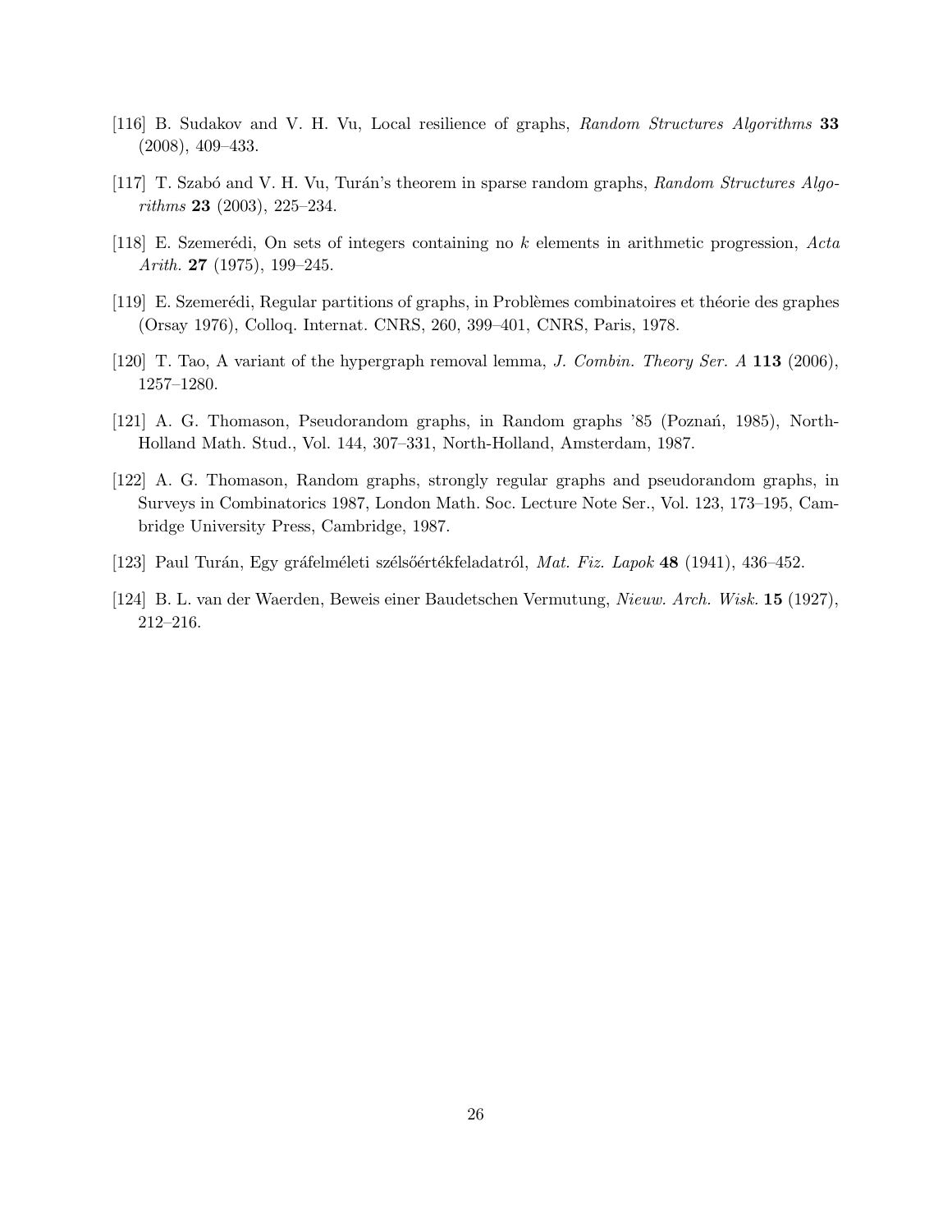[116] B. Sudakov and V. H. Vu, Local resilience of graphs, *Random Structures Algorithms* **33** (2008), 409–433.

[117] T. Szabó and V. H. Vu, Turán's theorem in sparse random graphs, *Random Structures Algorithms* **23** (2003), 225–234.

[118] E. Szemerédi, On sets of integers containing no $k$ elements in arithmetic progression, *Acta Arith.* **27** (1975), 199–245.

[119] E. Szemerédi, Regular partitions of graphs, in Problèmes combinatoires et théorie des graphes (Orsay 1976), Colloq. Internat. CNRS, 260, 399–401, CNRS, Paris, 1978.

[120] T. Tao, A variant of the hypergraph removal lemma, *J. Combin. Theory Ser. A* **113** (2006), 1257–1280.

[121] A. G. Thomason, Pseudorandom graphs, in Random graphs '85 (Poznań, 1985), North-Holland Math. Stud., Vol. 144, 307–331, North-Holland, Amsterdam, 1987.

[122] A. G. Thomason, Random graphs, strongly regular graphs and pseudorandom graphs, in Surveys in Combinatorics 1987, London Math. Soc. Lecture Note Ser., Vol. 123, 173–195, Cambridge University Press, Cambridge, 1987.

[123] Paul Turán, Egy gráfelméleti szélsőértékfeladatról, *Mat. Fiz. Lapok* **48** (1941), 436–452.

[124] B. L. van der Waerden, Beweis einer Baudetschen Vermutung, *Nieuw. Arch. Wisk.* **15** (1927), 212–216.